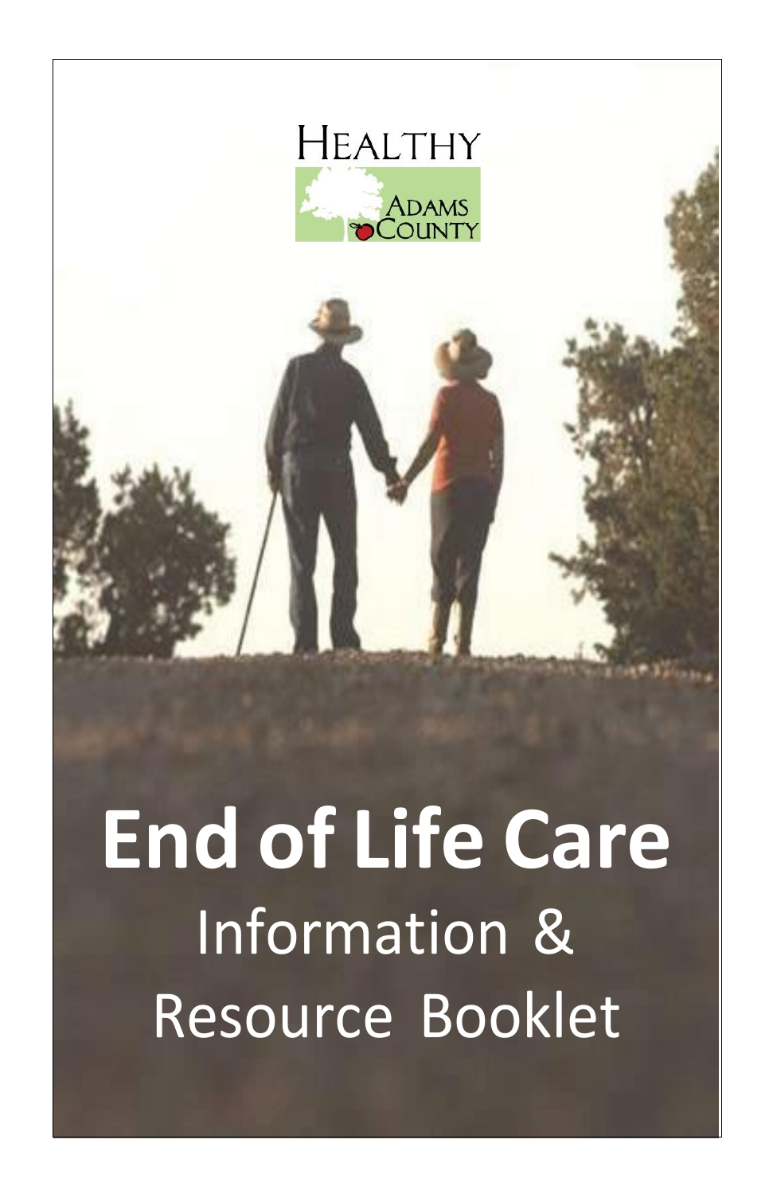HEALTHY ADAMS COUNTY

# End of Life Care

## Information & Resource Booklet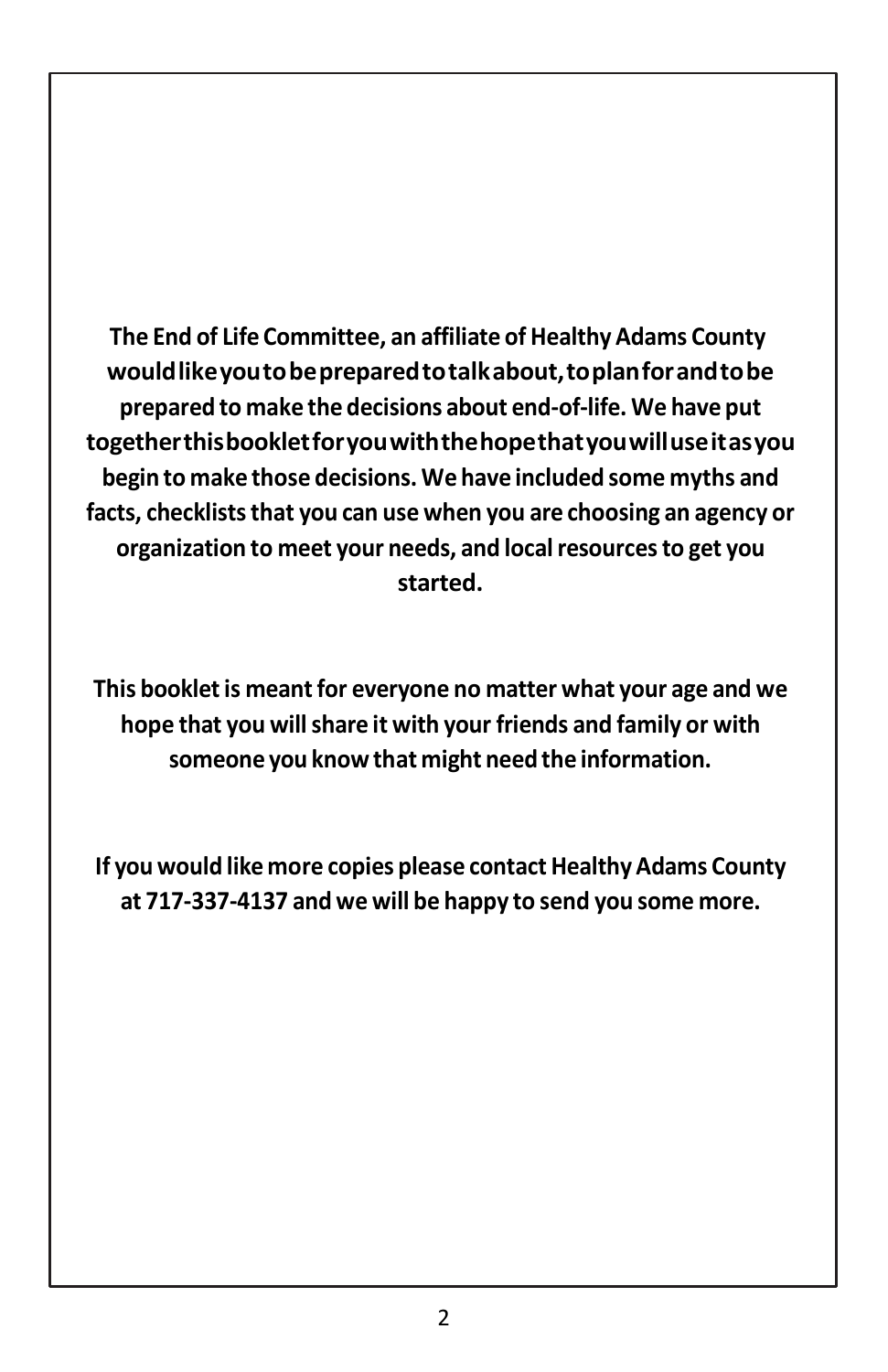**The End of Life Committee, an affiliate of Healthy Adams County would like you to be prepared to talk about, to plan for and to be prepared to make the decisions about end-of-life. We have put together this booklet for you with the hope that you will use it as you begin to make those decisions. We have included some myths and facts, checklists that you can use when you are choosing an agency or organization to meet your needs, and local resources to get you started.**

**This booklet is meant for everyone no matter what your age and we hope that you will share it with your friends and family or with someone you know that might need the information.**

**If you would like more copies please contact Healthy Adams County at 717-337-4137 and we will be happy to send you some more.**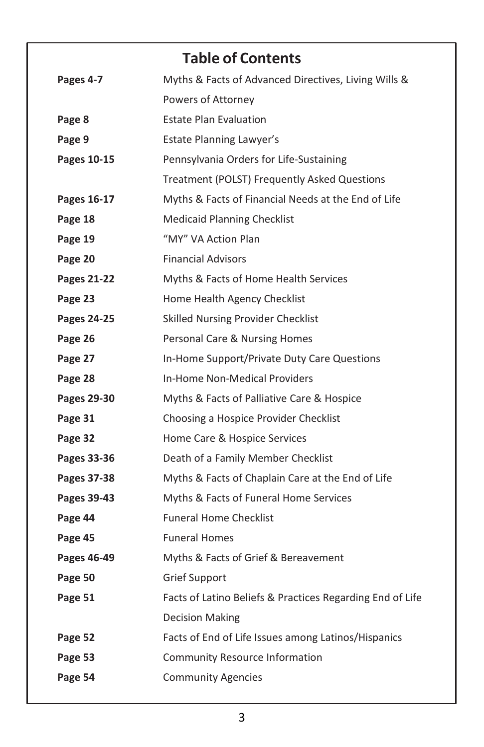# Table of Contents

| | |
|---|---|
| **Pages 4-7** | Myths & Facts of Advanced Directives, Living Wills & Powers of Attorney |
| **Page 8** | Estate Plan Evaluation |
| **Page 9** | Estate Planning Lawyer's |
| **Pages 10-15** | Pennsylvania Orders for Life-Sustaining Treatment (POLST) Frequently Asked Questions |
| **Pages 16-17** | Myths & Facts of Financial Needs at the End of Life |
| **Page 18** | Medicaid Planning Checklist |
| **Page 19** | "MY" VA Action Plan |
| **Page 20** | Financial Advisors |
| **Pages 21-22** | Myths & Facts of Home Health Services |
| **Page 23** | Home Health Agency Checklist |
| **Pages 24-25** | Skilled Nursing Provider Checklist |
| **Page 26** | Personal Care & Nursing Homes |
| **Page 27** | In-Home Support/Private Duty Care Questions |
| **Page 28** | In-Home Non-Medical Providers |
| **Pages 29-30** | Myths & Facts of Palliative Care & Hospice |
| **Page 31** | Choosing a Hospice Provider Checklist |
| **Page 32** | Home Care & Hospice Services |
| **Pages 33-36** | Death of a Family Member Checklist |
| **Pages 37-38** | Myths & Facts of Chaplain Care at the End of Life |
| **Pages 39-43** | Myths & Facts of Funeral Home Services |
| **Page 44** | Funeral Home Checklist |
| **Page 45** | Funeral Homes |
| **Pages 46-49** | Myths & Facts of Grief & Bereavement |
| **Page 50** | Grief Support |
| **Page 51** | Facts of Latino Beliefs & Practices Regarding End of Life Decision Making |
| **Page 52** | Facts of End of Life Issues among Latinos/Hispanics |
| **Page 53** | Community Resource Information |
| **Page 54** | Community Agencies |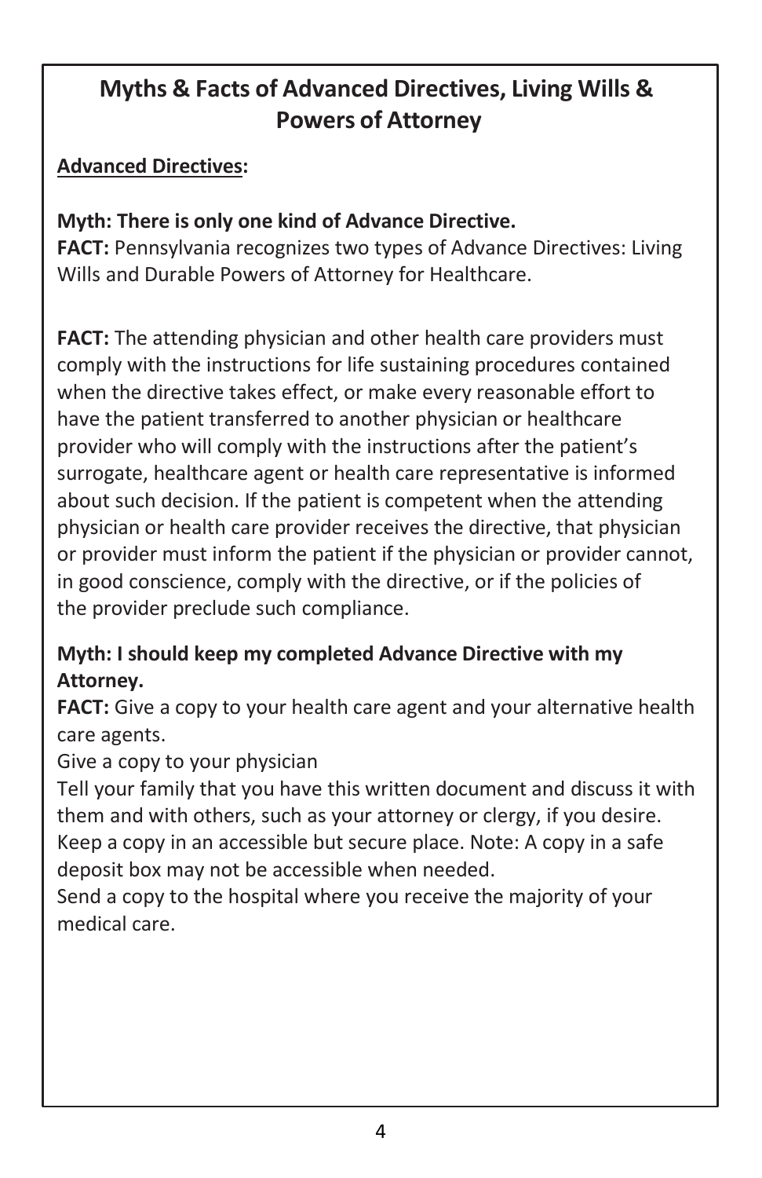## Myths & Facts of Advanced Directives, Living Wills & Powers of Attorney

**Advanced Directives:**

**Myth: There is only one kind of Advance Directive.**
**FACT:** Pennsylvania recognizes two types of Advance Directives: Living Wills and Durable Powers of Attorney for Healthcare.

**FACT:** The attending physician and other health care providers must comply with the instructions for life sustaining procedures contained when the directive takes effect, or make every reasonable effort to have the patient transferred to another physician or healthcare provider who will comply with the instructions after the patient's surrogate, healthcare agent or health care representative is informed about such decision. If the patient is competent when the attending physician or health care provider receives the directive, that physician or provider must inform the patient if the physician or provider cannot, in good conscience, comply with the directive, or if the policies of the provider preclude such compliance.

**Myth: I should keep my completed Advance Directive with my Attorney.**
**FACT:** Give a copy to your health care agent and your alternative health care agents.
Give a copy to your physician
Tell your family that you have this written document and discuss it with them and with others, such as your attorney or clergy, if you desire.
Keep a copy in an accessible but secure place. Note: A copy in a safe deposit box may not be accessible when needed.
Send a copy to the hospital where you receive the majority of your medical care.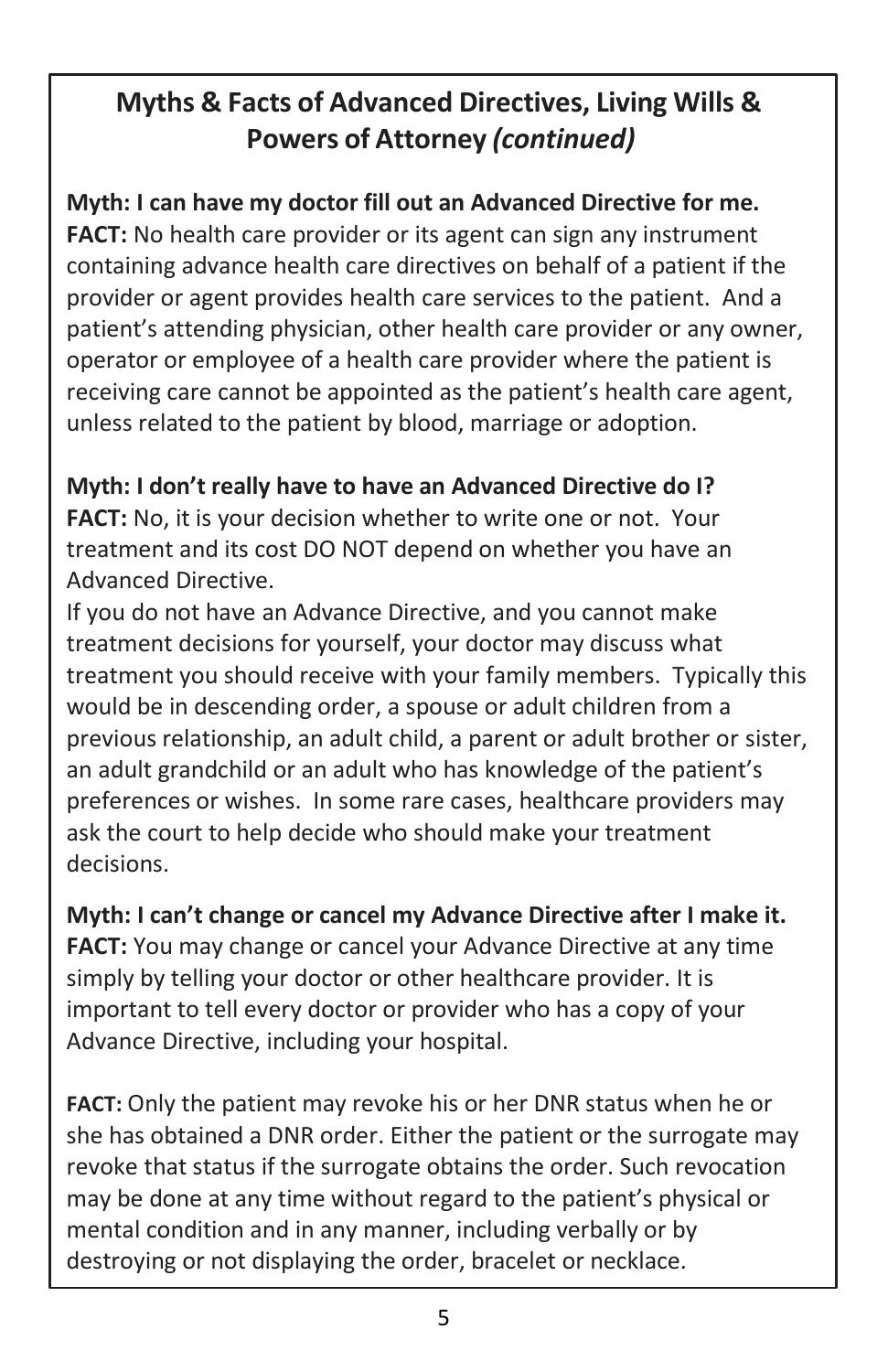## Myths & Facts of Advanced Directives, Living Wills & Powers of Attorney *(continued)*

**Myth: I can have my doctor fill out an Advanced Directive for me.**
**FACT:** No health care provider or its agent can sign any instrument containing advance health care directives on behalf of a patient if the provider or agent provides health care services to the patient. And a patient's attending physician, other health care provider or any owner, operator or employee of a health care provider where the patient is receiving care cannot be appointed as the patient's health care agent, unless related to the patient by blood, marriage or adoption.

**Myth: I don't really have to have an Advanced Directive do I?**
**FACT:** No, it is your decision whether to write one or not. Your treatment and its cost DO NOT depend on whether you have an Advanced Directive.
If you do not have an Advance Directive, and you cannot make treatment decisions for yourself, your doctor may discuss what treatment you should receive with your family members. Typically this would be in descending order, a spouse or adult children from a previous relationship, an adult child, a parent or adult brother or sister, an adult grandchild or an adult who has knowledge of the patient's preferences or wishes. In some rare cases, healthcare providers may ask the court to help decide who should make your treatment decisions.

**Myth: I can't change or cancel my Advance Directive after I make it.**
**FACT:** You may change or cancel your Advance Directive at any time simply by telling your doctor or other healthcare provider. It is important to tell every doctor or provider who has a copy of your Advance Directive, including your hospital.

**FACT:** Only the patient may revoke his or her DNR status when he or she has obtained a DNR order. Either the patient or the surrogate may revoke that status if the surrogate obtains the order. Such revocation may be done at any time without regard to the patient's physical or mental condition and in any manner, including verbally or by destroying or not displaying the order, bracelet or necklace.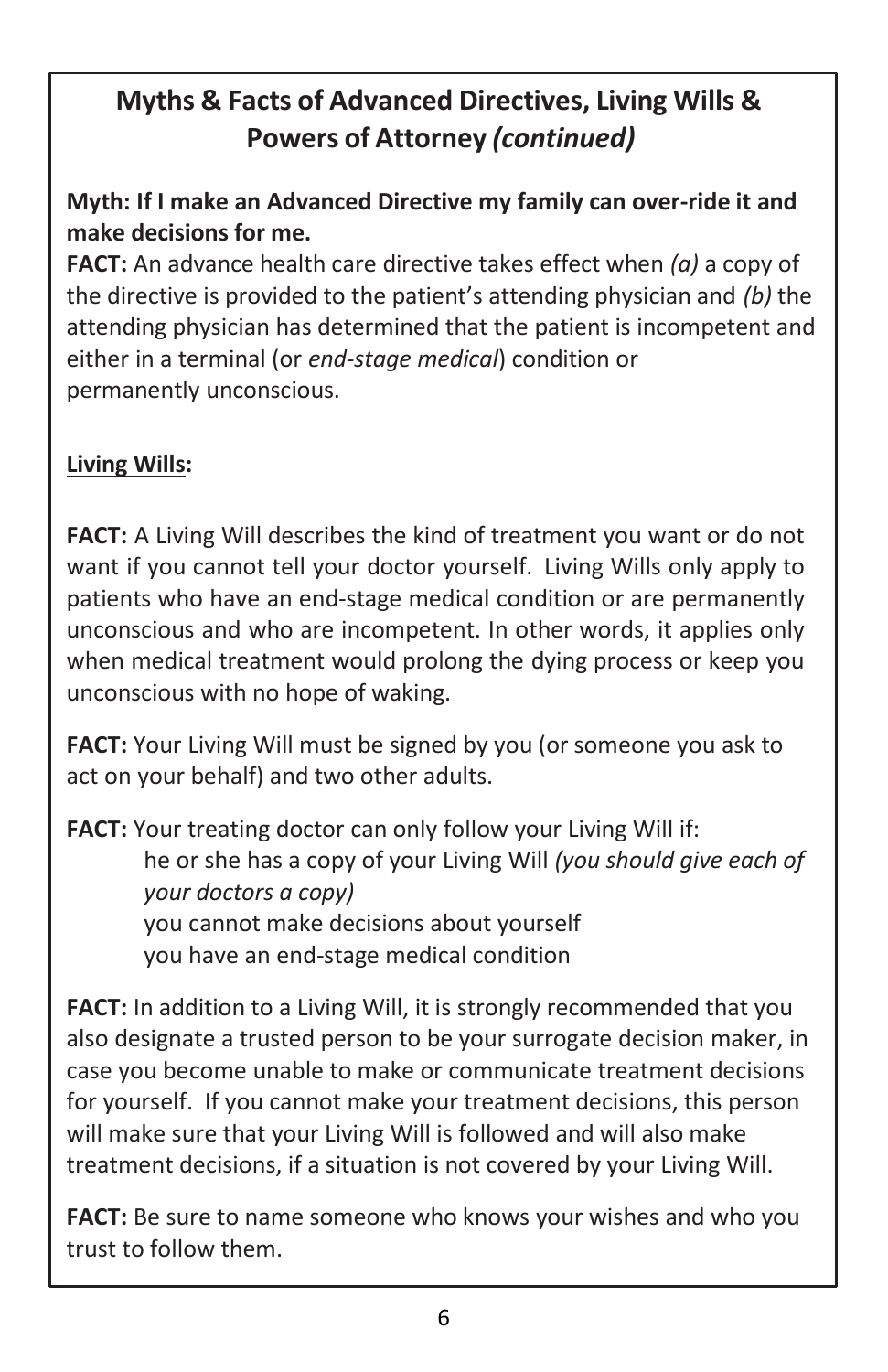## Myths & Facts of Advanced Directives, Living Wills & Powers of Attorney *(continued)*

**Myth: If I make an Advanced Directive my family can over-ride it and make decisions for me.**

**FACT:** An advance health care directive takes effect when *(a)* a copy of the directive is provided to the patient's attending physician and *(b)* the attending physician has determined that the patient is incompetent and either in a terminal (or *end-stage medical*) condition or permanently unconscious.

**Living Wills:**

**FACT:** A Living Will describes the kind of treatment you want or do not want if you cannot tell your doctor yourself. Living Wills only apply to patients who have an end-stage medical condition or are permanently unconscious and who are incompetent. In other words, it applies only when medical treatment would prolong the dying process or keep you unconscious with no hope of waking.

**FACT:** Your Living Will must be signed by you (or someone you ask to act on your behalf) and two other adults.

**FACT:** Your treating doctor can only follow your Living Will if:

- he or she has a copy of your Living Will *(you should give each of your doctors a copy)*
- you cannot make decisions about yourself
- you have an end-stage medical condition

**FACT:** In addition to a Living Will, it is strongly recommended that you also designate a trusted person to be your surrogate decision maker, in case you become unable to make or communicate treatment decisions for yourself. If you cannot make your treatment decisions, this person will make sure that your Living Will is followed and will also make treatment decisions, if a situation is not covered by your Living Will.

**FACT:** Be sure to name someone who knows your wishes and who you trust to follow them.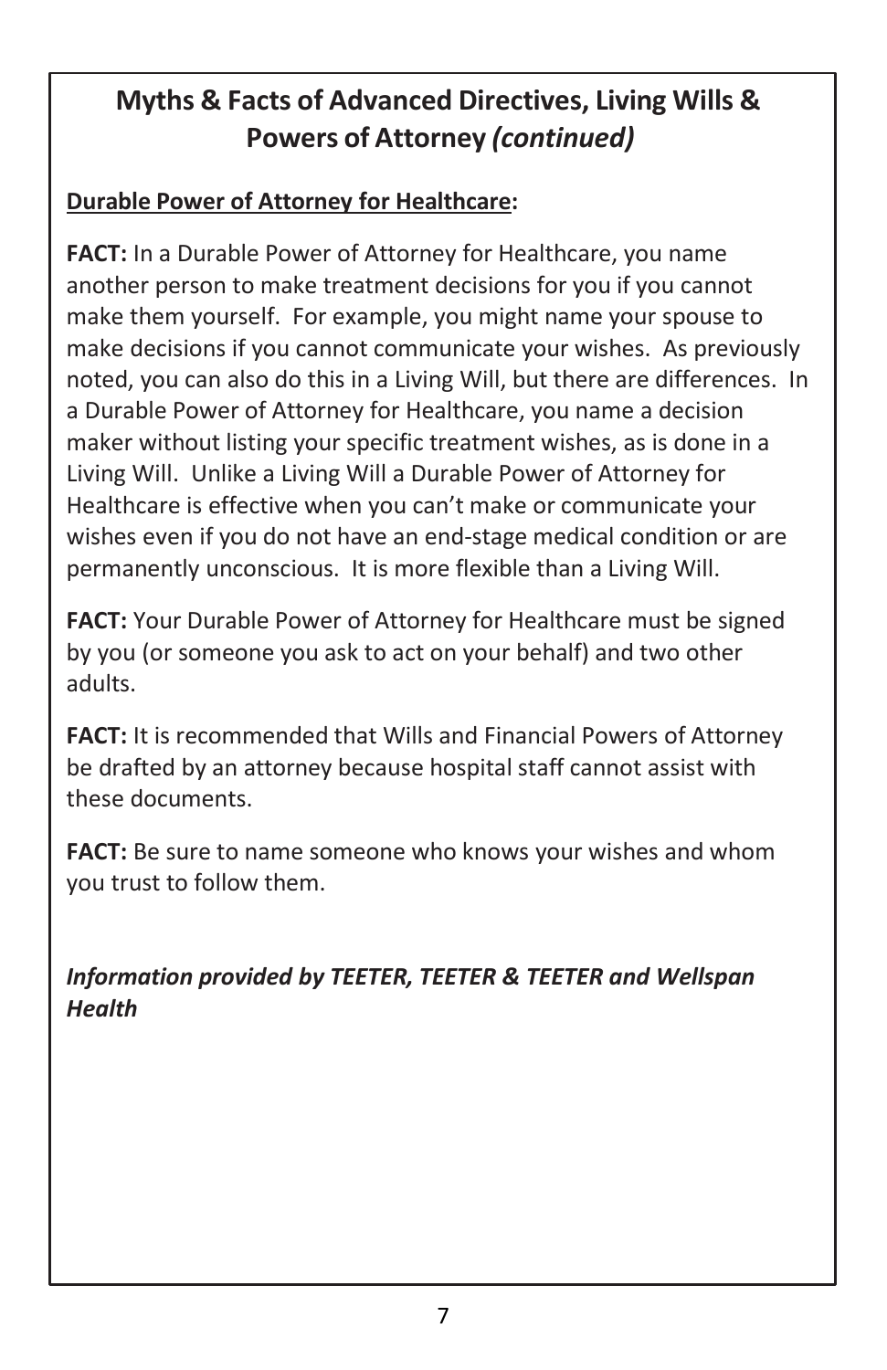## Myths & Facts of Advanced Directives, Living Wills & Powers of Attorney *(continued)*

**Durable Power of Attorney for Healthcare:**

**FACT:** In a Durable Power of Attorney for Healthcare, you name another person to make treatment decisions for you if you cannot make them yourself. For example, you might name your spouse to make decisions if you cannot communicate your wishes. As previously noted, you can also do this in a Living Will, but there are differences. In a Durable Power of Attorney for Healthcare, you name a decision maker without listing your specific treatment wishes, as is done in a Living Will. Unlike a Living Will a Durable Power of Attorney for Healthcare is effective when you can't make or communicate your wishes even if you do not have an end-stage medical condition or are permanently unconscious. It is more flexible than a Living Will.

**FACT:** Your Durable Power of Attorney for Healthcare must be signed by you (or someone you ask to act on your behalf) and two other adults.

**FACT:** It is recommended that Wills and Financial Powers of Attorney be drafted by an attorney because hospital staff cannot assist with these documents.

**FACT:** Be sure to name someone who knows your wishes and whom you trust to follow them.

***Information provided by TEETER, TEETER & TEETER and Wellspan Health***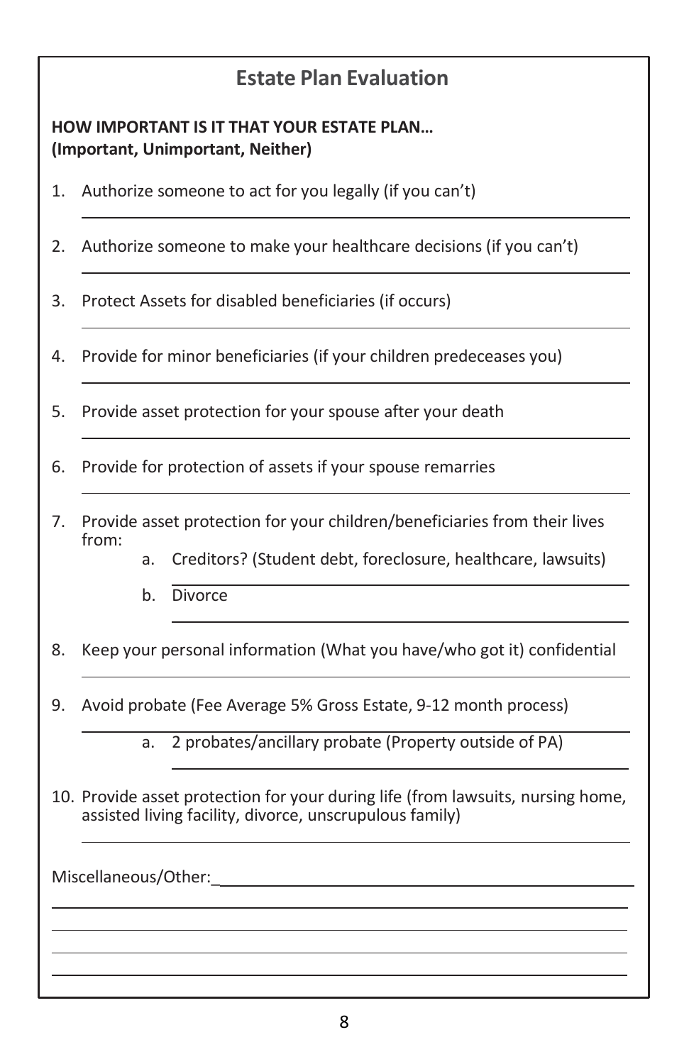## Estate Plan Evaluation

**HOW IMPORTANT IS IT THAT YOUR ESTATE PLAN…**
**(Important, Unimportant, Neither)**

1. Authorize someone to act for you legally (if you can't)

   ______________________________

2. Authorize someone to make your healthcare decisions (if you can't)

   ______________________________

3. Protect Assets for disabled beneficiaries (if occurs)

   ______________________________

4. Provide for minor beneficiaries (if your children predeceases you)

   ______________________________

5. Provide asset protection for your spouse after your death

   ______________________________

6. Provide for protection of assets if your spouse remarries

   ______________________________

7. Provide asset protection for your children/beneficiaries from their lives from:
   a. Creditors? (Student debt, foreclosure, healthcare, lawsuits)

      ______________________________

   b. Divorce

      ______________________________

8. Keep your personal information (What you have/who got it) confidential

   ______________________________

9. Avoid probate (Fee Average 5% Gross Estate, 9-12 month process)

   ______________________________

   a. 2 probates/ancillary probate (Property outside of PA)

      ______________________________

10. Provide asset protection for your during life (from lawsuits, nursing home, assisted living facility, divorce, unscrupulous family)

    ______________________________

Miscellaneous/Other:______________________________

______________________________

______________________________

______________________________

______________________________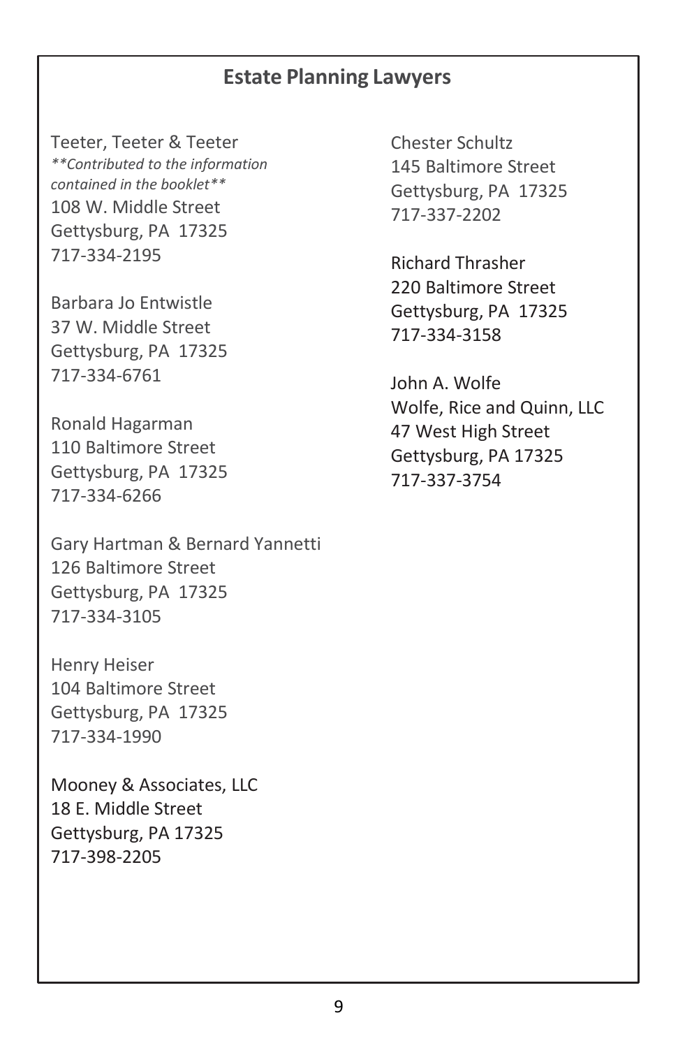## Estate Planning Lawyers

Teeter, Teeter & Teeter
*\*\*Contributed to the information contained in the booklet\*\**
108 W. Middle Street
Gettysburg, PA 17325
717-334-2195

Barbara Jo Entwistle
37 W. Middle Street
Gettysburg, PA 17325
717-334-6761

Ronald Hagarman
110 Baltimore Street
Gettysburg, PA 17325
717-334-6266

Gary Hartman & Bernard Yannetti
126 Baltimore Street
Gettysburg, PA 17325
717-334-3105

Henry Heiser
104 Baltimore Street
Gettysburg, PA 17325
717-334-1990

Mooney & Associates, LLC
18 E. Middle Street
Gettysburg, PA 17325
717-398-2205

Chester Schultz
145 Baltimore Street
Gettysburg, PA 17325
717-337-2202

Richard Thrasher
220 Baltimore Street
Gettysburg, PA 17325
717-334-3158

John A. Wolfe
Wolfe, Rice and Quinn, LLC
47 West High Street
Gettysburg, PA 17325
717-337-3754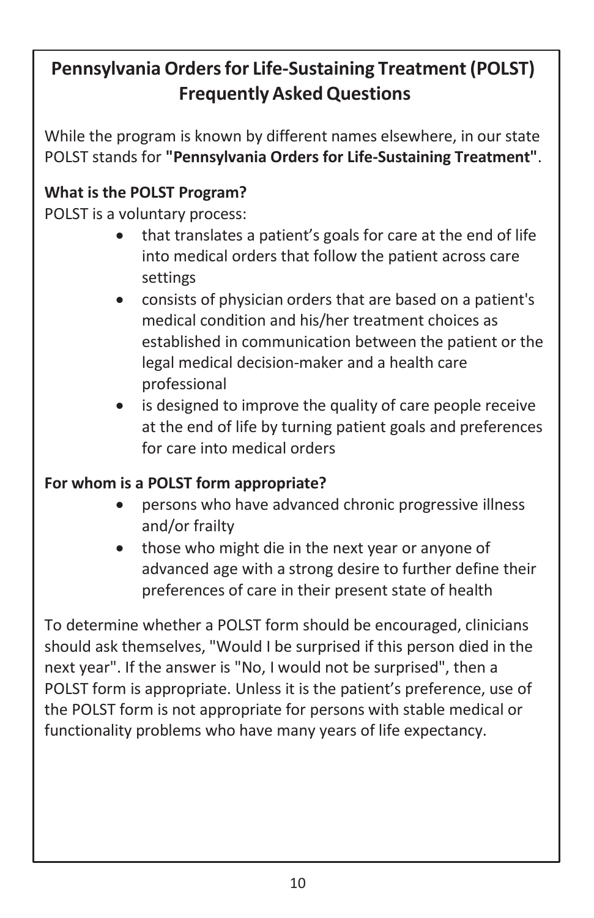## Pennsylvania Orders for Life-Sustaining Treatment (POLST) Frequently Asked Questions

While the program is known by different names elsewhere, in our state POLST stands for **"Pennsylvania Orders for Life-Sustaining Treatment"**.

**What is the POLST Program?**

POLST is a voluntary process:

- that translates a patient's goals for care at the end of life into medical orders that follow the patient across care settings
- consists of physician orders that are based on a patient's medical condition and his/her treatment choices as established in communication between the patient or the legal medical decision-maker and a health care professional
- is designed to improve the quality of care people receive at the end of life by turning patient goals and preferences for care into medical orders

**For whom is a POLST form appropriate?**

- persons who have advanced chronic progressive illness and/or frailty
- those who might die in the next year or anyone of advanced age with a strong desire to further define their preferences of care in their present state of health

To determine whether a POLST form should be encouraged, clinicians should ask themselves, "Would I be surprised if this person died in the next year". If the answer is "No, I would not be surprised", then a POLST form is appropriate. Unless it is the patient's preference, use of the POLST form is not appropriate for persons with stable medical or functionality problems who have many years of life expectancy.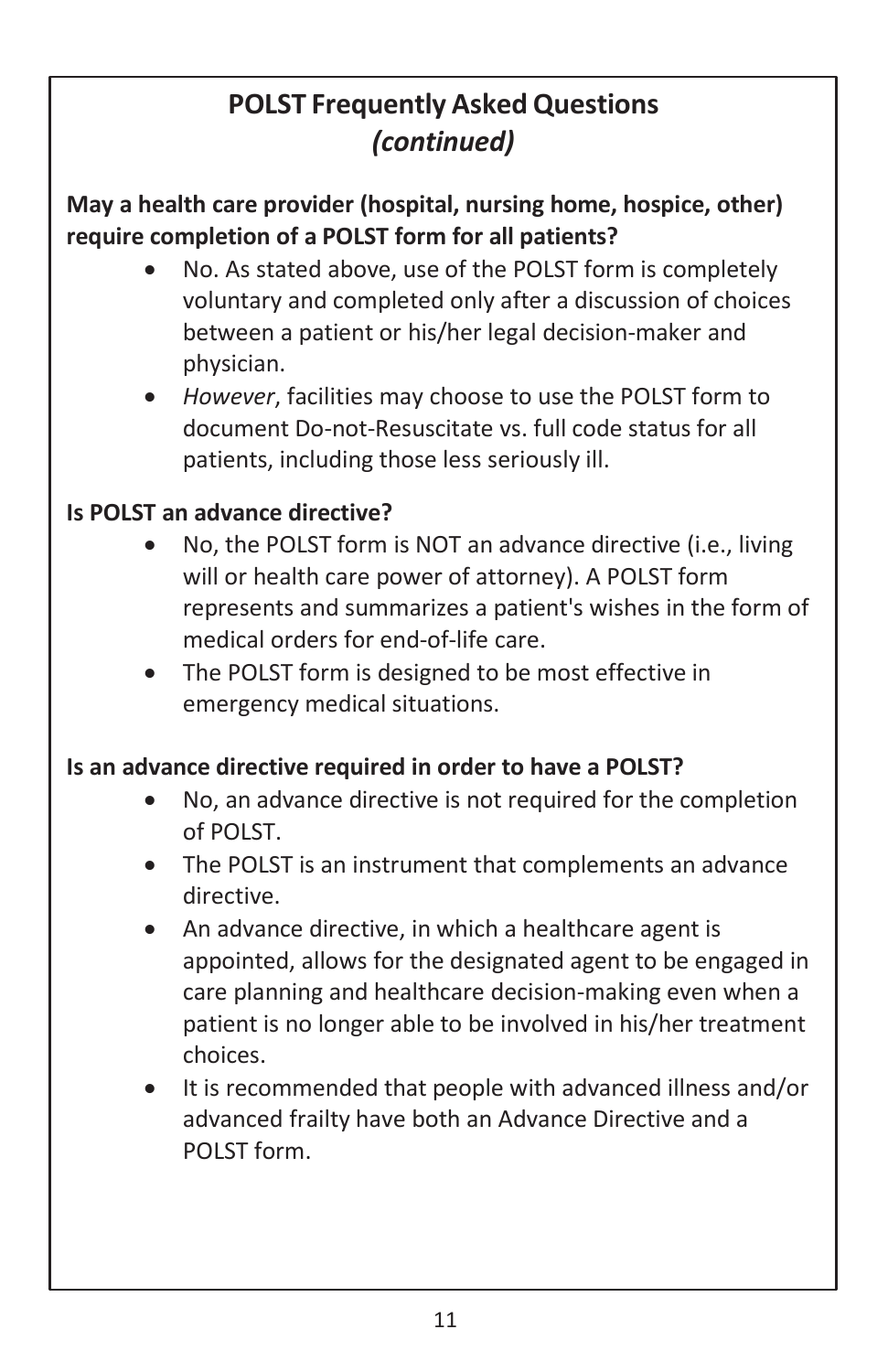## POLST Frequently Asked Questions *(continued)*

**May a health care provider (hospital, nursing home, hospice, other) require completion of a POLST form for all patients?**

- No. As stated above, use of the POLST form is completely voluntary and completed only after a discussion of choices between a patient or his/her legal decision-maker and physician.
- *However*, facilities may choose to use the POLST form to document Do-not-Resuscitate vs. full code status for all patients, including those less seriously ill.

**Is POLST an advance directive?**

- No, the POLST form is NOT an advance directive (i.e., living will or health care power of attorney). A POLST form represents and summarizes a patient's wishes in the form of medical orders for end-of-life care.
- The POLST form is designed to be most effective in emergency medical situations.

**Is an advance directive required in order to have a POLST?**

- No, an advance directive is not required for the completion of POLST.
- The POLST is an instrument that complements an advance directive.
- An advance directive, in which a healthcare agent is appointed, allows for the designated agent to be engaged in care planning and healthcare decision-making even when a patient is no longer able to be involved in his/her treatment choices.
- It is recommended that people with advanced illness and/or advanced frailty have both an Advance Directive and a POLST form.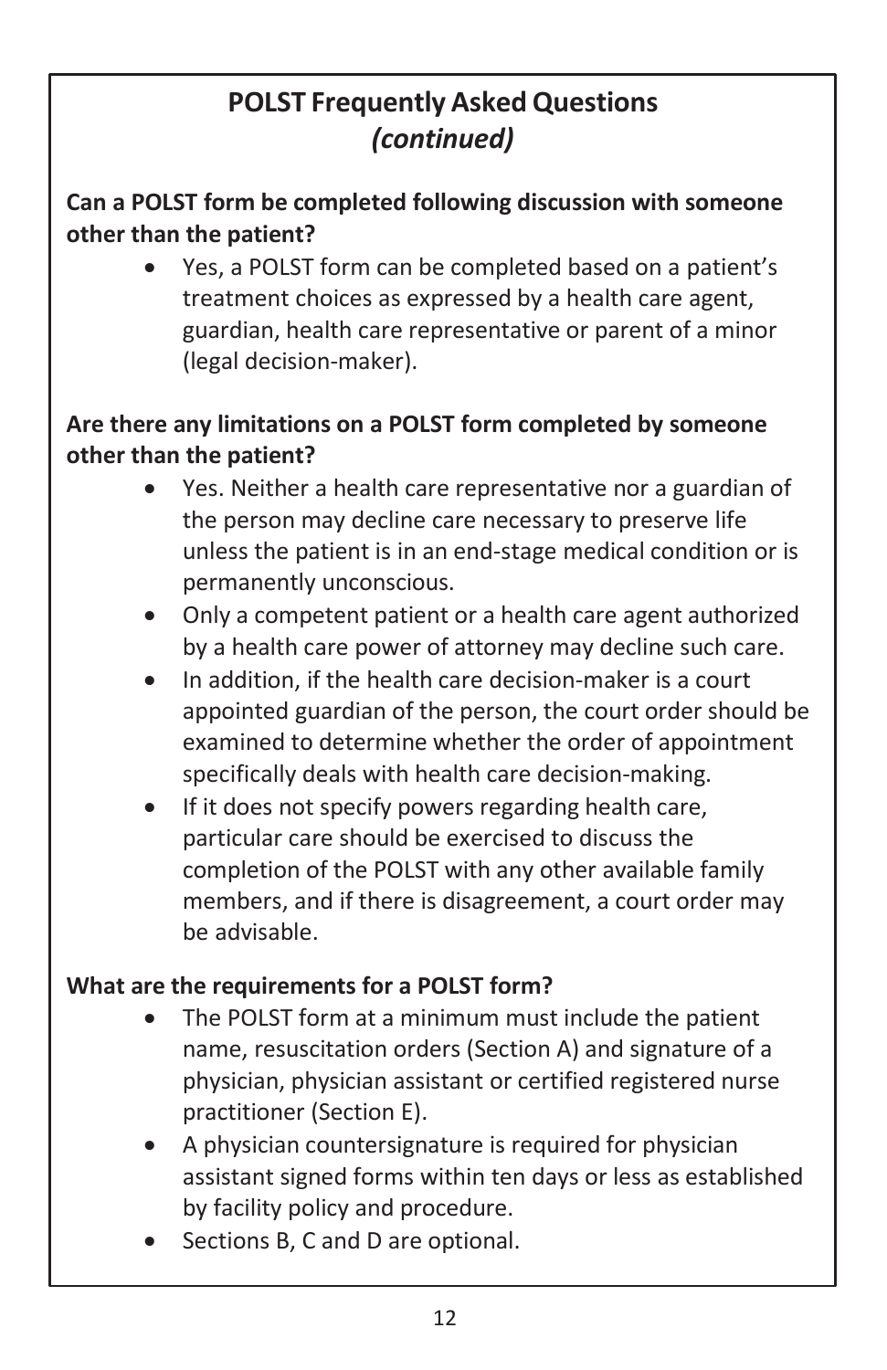## POLST Frequently Asked Questions *(continued)*

**Can a POLST form be completed following discussion with someone other than the patient?**

- Yes, a POLST form can be completed based on a patient's treatment choices as expressed by a health care agent, guardian, health care representative or parent of a minor (legal decision-maker).

**Are there any limitations on a POLST form completed by someone other than the patient?**

- Yes. Neither a health care representative nor a guardian of the person may decline care necessary to preserve life unless the patient is in an end-stage medical condition or is permanently unconscious.
- Only a competent patient or a health care agent authorized by a health care power of attorney may decline such care.
- In addition, if the health care decision-maker is a court appointed guardian of the person, the court order should be examined to determine whether the order of appointment specifically deals with health care decision-making.
- If it does not specify powers regarding health care, particular care should be exercised to discuss the completion of the POLST with any other available family members, and if there is disagreement, a court order may be advisable.

**What are the requirements for a POLST form?**

- The POLST form at a minimum must include the patient name, resuscitation orders (Section A) and signature of a physician, physician assistant or certified registered nurse practitioner (Section E).
- A physician countersignature is required for physician assistant signed forms within ten days or less as established by facility policy and procedure.
- Sections B, C and D are optional.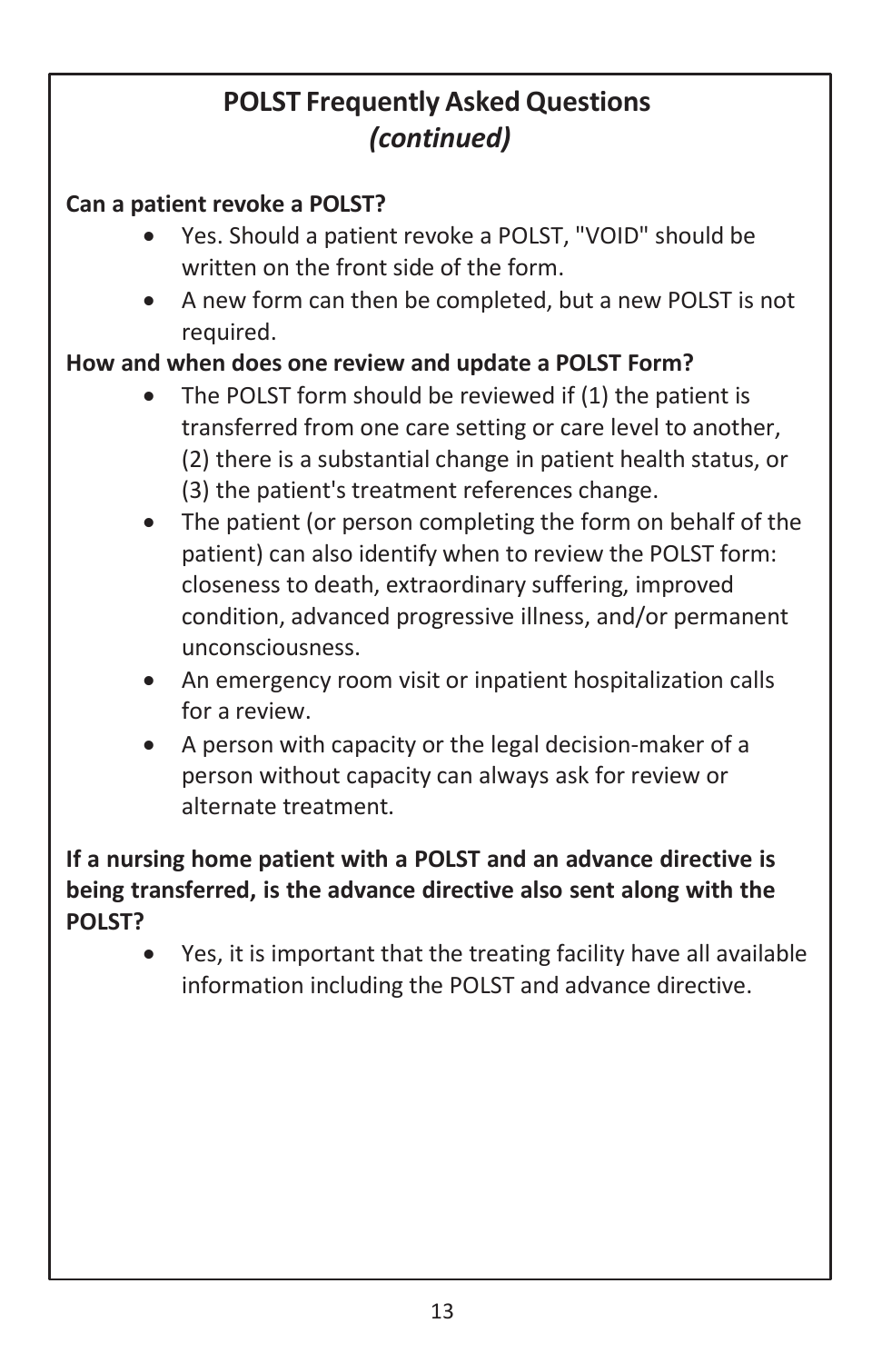## POLST Frequently Asked Questions *(continued)*

**Can a patient revoke a POLST?**

- Yes. Should a patient revoke a POLST, "VOID" should be written on the front side of the form.
- A new form can then be completed, but a new POLST is not required.

**How and when does one review and update a POLST Form?**

- The POLST form should be reviewed if (1) the patient is transferred from one care setting or care level to another, (2) there is a substantial change in patient health status, or (3) the patient's treatment references change.
- The patient (or person completing the form on behalf of the patient) can also identify when to review the POLST form: closeness to death, extraordinary suffering, improved condition, advanced progressive illness, and/or permanent unconsciousness.
- An emergency room visit or inpatient hospitalization calls for a review.
- A person with capacity or the legal decision-maker of a person without capacity can always ask for review or alternate treatment.

**If a nursing home patient with a POLST and an advance directive is being transferred, is the advance directive also sent along with the POLST?**

- Yes, it is important that the treating facility have all available information including the POLST and advance directive.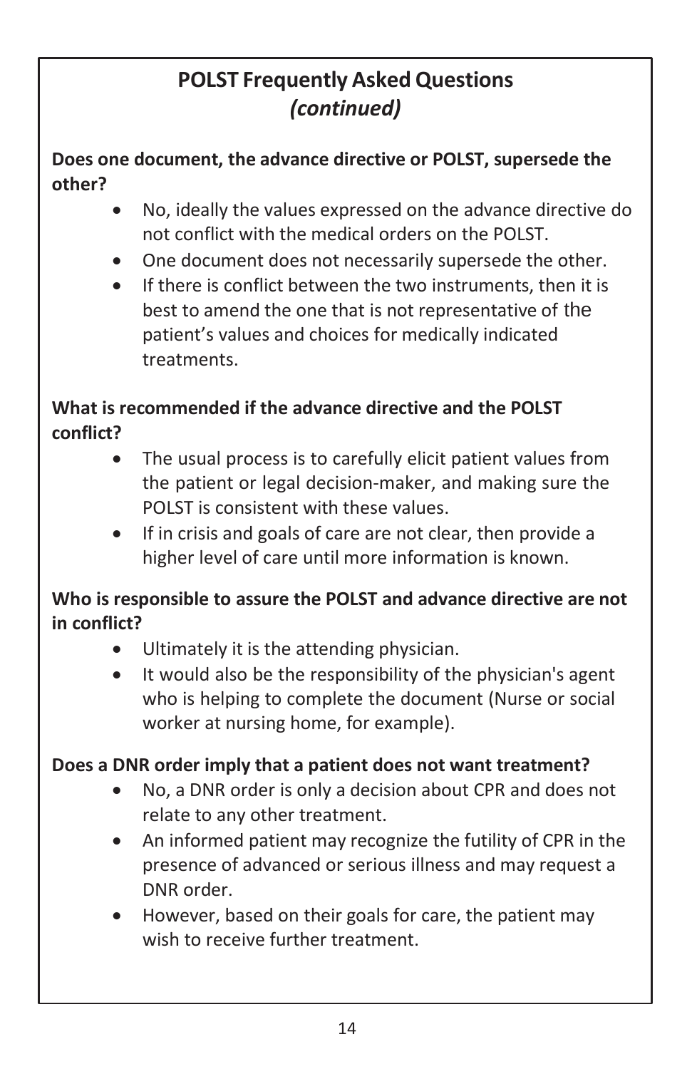## POLST Frequently Asked Questions *(continued)*

**Does one document, the advance directive or POLST, supersede the other?**

- No, ideally the values expressed on the advance directive do not conflict with the medical orders on the POLST.
- One document does not necessarily supersede the other.
- If there is conflict between the two instruments, then it is best to amend the one that is not representative of the patient's values and choices for medically indicated treatments.

**What is recommended if the advance directive and the POLST conflict?**

- The usual process is to carefully elicit patient values from the patient or legal decision-maker, and making sure the POLST is consistent with these values.
- If in crisis and goals of care are not clear, then provide a higher level of care until more information is known.

**Who is responsible to assure the POLST and advance directive are not in conflict?**

- Ultimately it is the attending physician.
- It would also be the responsibility of the physician's agent who is helping to complete the document (Nurse or social worker at nursing home, for example).

**Does a DNR order imply that a patient does not want treatment?**

- No, a DNR order is only a decision about CPR and does not relate to any other treatment.
- An informed patient may recognize the futility of CPR in the presence of advanced or serious illness and may request a DNR order.
- However, based on their goals for care, the patient may wish to receive further treatment.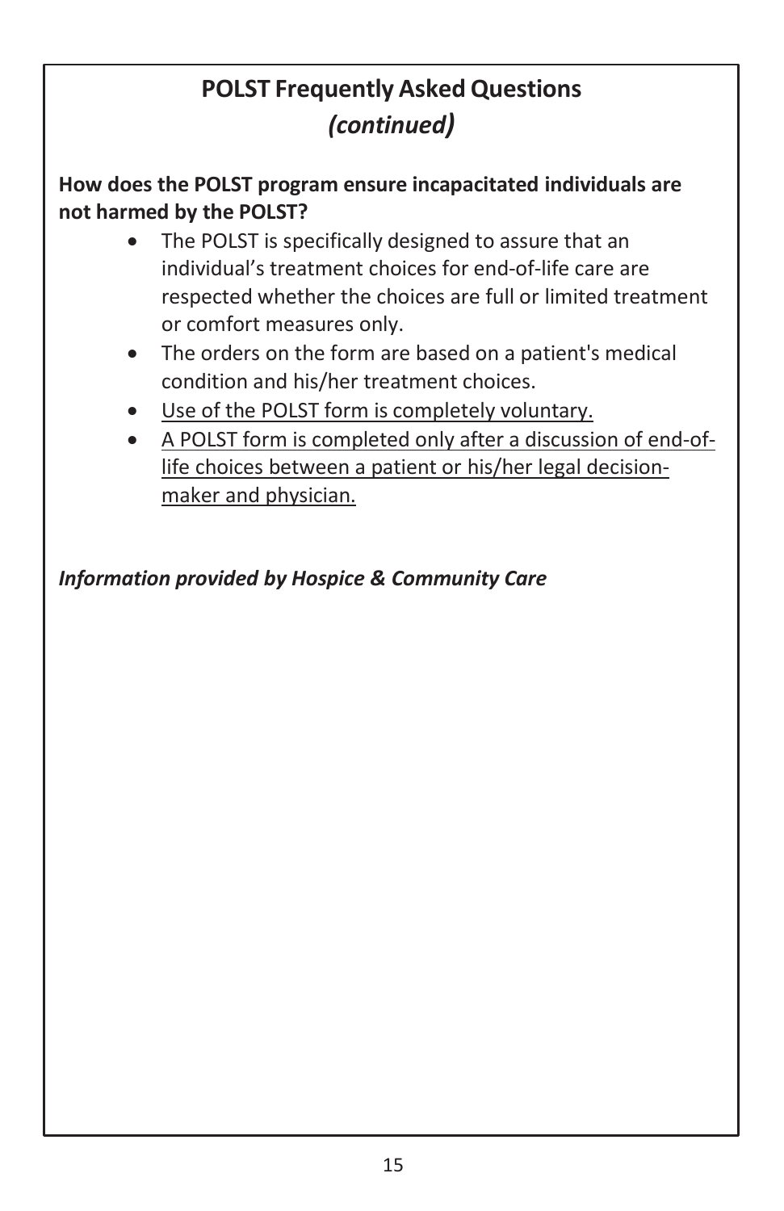## POLST Frequently Asked Questions
## *(continued)*

**How does the POLST program ensure incapacitated individuals are not harmed by the POLST?**

- The POLST is specifically designed to assure that an individual's treatment choices for end-of-life care are respected whether the choices are full or limited treatment or comfort measures only.
- The orders on the form are based on a patient's medical condition and his/her treatment choices.
- <u>Use of the POLST form is completely voluntary.</u>
- <u>A POLST form is completed only after a discussion of end-of-life choices between a patient or his/her legal decision-maker and physician.</u>

***Information provided by Hospice & Community Care***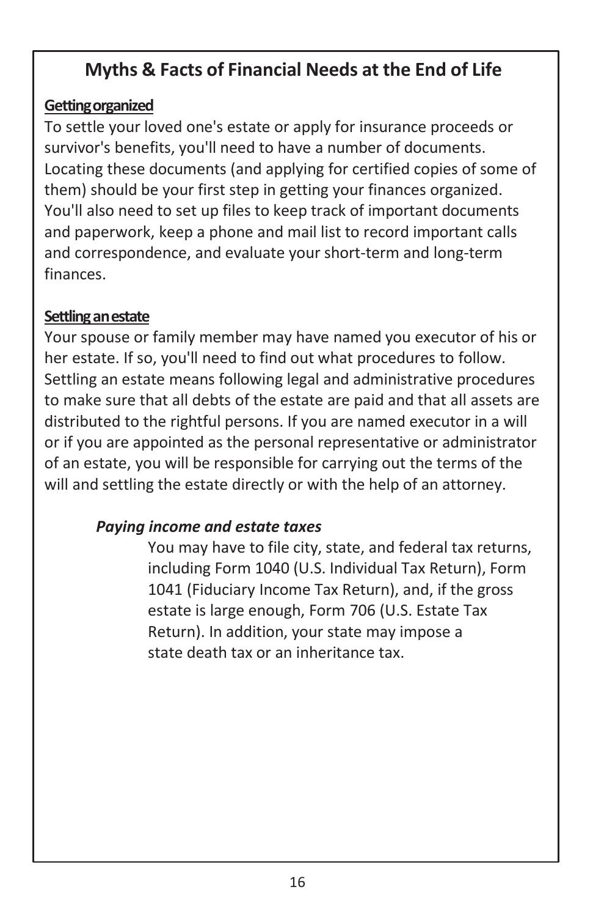## Myths & Facts of Financial Needs at the End of Life

**Getting organized**

To settle your loved one's estate or apply for insurance proceeds or survivor's benefits, you'll need to have a number of documents. Locating these documents (and applying for certified copies of some of them) should be your first step in getting your finances organized. You'll also need to set up files to keep track of important documents and paperwork, keep a phone and mail list to record important calls and correspondence, and evaluate your short-term and long-term finances.

**Settling an estate**

Your spouse or family member may have named you executor of his or her estate. If so, you'll need to find out what procedures to follow. Settling an estate means following legal and administrative procedures to make sure that all debts of the estate are paid and that all assets are distributed to the rightful persons. If you are named executor in a will or if you are appointed as the personal representative or administrator of an estate, you will be responsible for carrying out the terms of the will and settling the estate directly or with the help of an attorney.

***Paying income and estate taxes***

You may have to file city, state, and federal tax returns, including Form 1040 (U.S. Individual Tax Return), Form 1041 (Fiduciary Income Tax Return), and, if the gross estate is large enough, Form 706 (U.S. Estate Tax Return). In addition, your state may impose a state death tax or an inheritance tax.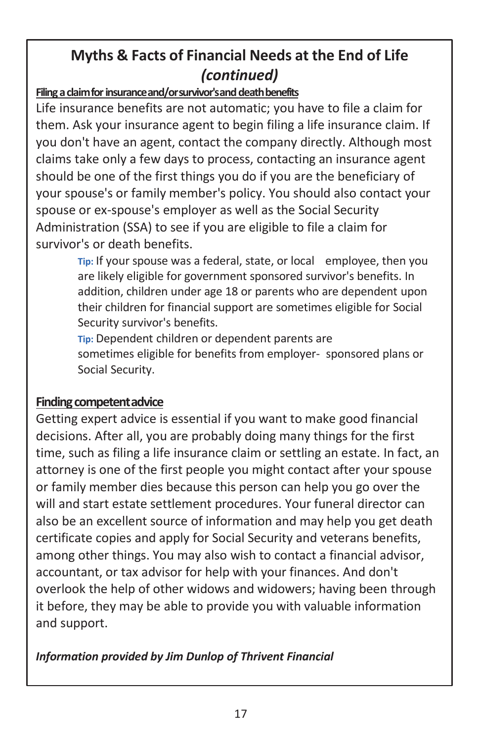## Myths & Facts of Financial Needs at the End of Life *(continued)*

**Filing a claim for insurance and/or survivor's and death benefits**

Life insurance benefits are not automatic; you have to file a claim for them. Ask your insurance agent to begin filing a life insurance claim. If you don't have an agent, contact the company directly. Although most claims take only a few days to process, contacting an insurance agent should be one of the first things you do if you are the beneficiary of your spouse's or family member's policy. You should also contact your spouse or ex-spouse's employer as well as the Social Security Administration (SSA) to see if you are eligible to file a claim for survivor's or death benefits.

> **Tip:** If your spouse was a federal, state, or local employee, then you are likely eligible for government sponsored survivor's benefits. In addition, children under age 18 or parents who are dependent upon their children for financial support are sometimes eligible for Social Security survivor's benefits.
>
> **Tip:** Dependent children or dependent parents are sometimes eligible for benefits from employer- sponsored plans or Social Security.

**Finding competent advice**

Getting expert advice is essential if you want to make good financial decisions. After all, you are probably doing many things for the first time, such as filing a life insurance claim or settling an estate. In fact, an attorney is one of the first people you might contact after your spouse or family member dies because this person can help you go over the will and start estate settlement procedures. Your funeral director can also be an excellent source of information and may help you get death certificate copies and apply for Social Security and veterans benefits, among other things. You may also wish to contact a financial advisor, accountant, or tax advisor for help with your finances. And don't overlook the help of other widows and widowers; having been through it before, they may be able to provide you with valuable information and support.

***Information provided by Jim Dunlop of Thrivent Financial***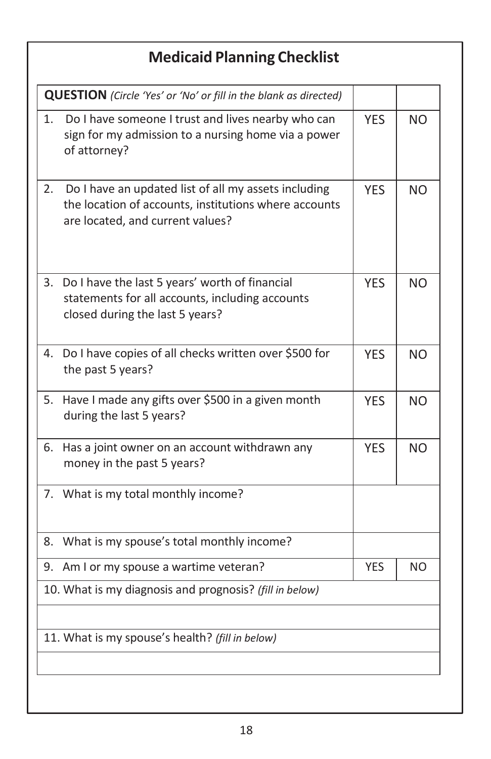# Medicaid Planning Checklist

| **QUESTION** *(Circle 'Yes' or 'No' or fill in the blank as directed)* | | |
|---|---|---|
| 1. Do I have someone I trust and lives nearby who can sign for my admission to a nursing home via a power of attorney? | YES | NO |
| 2. Do I have an updated list of all my assets including the location of accounts, institutions where accounts are located, and current values? | YES | NO |
| 3. Do I have the last 5 years' worth of financial statements for all accounts, including accounts closed during the last 5 years? | YES | NO |
| 4. Do I have copies of all checks written over $500 for the past 5 years? | YES | NO |
| 5. Have I made any gifts over $500 in a given month during the last 5 years? | YES | NO |
| 6. Has a joint owner on an account withdrawn any money in the past 5 years? | YES | NO |
| 7. What is my total monthly income? | | |
| 8. What is my spouse's total monthly income? | | |
| 9. Am I or my spouse a wartime veteran? | YES | NO |
| 10. What is my diagnosis and prognosis? *(fill in below)* | | |
| | | |
| 11. What is my spouse's health? *(fill in below)* | | |
| | | |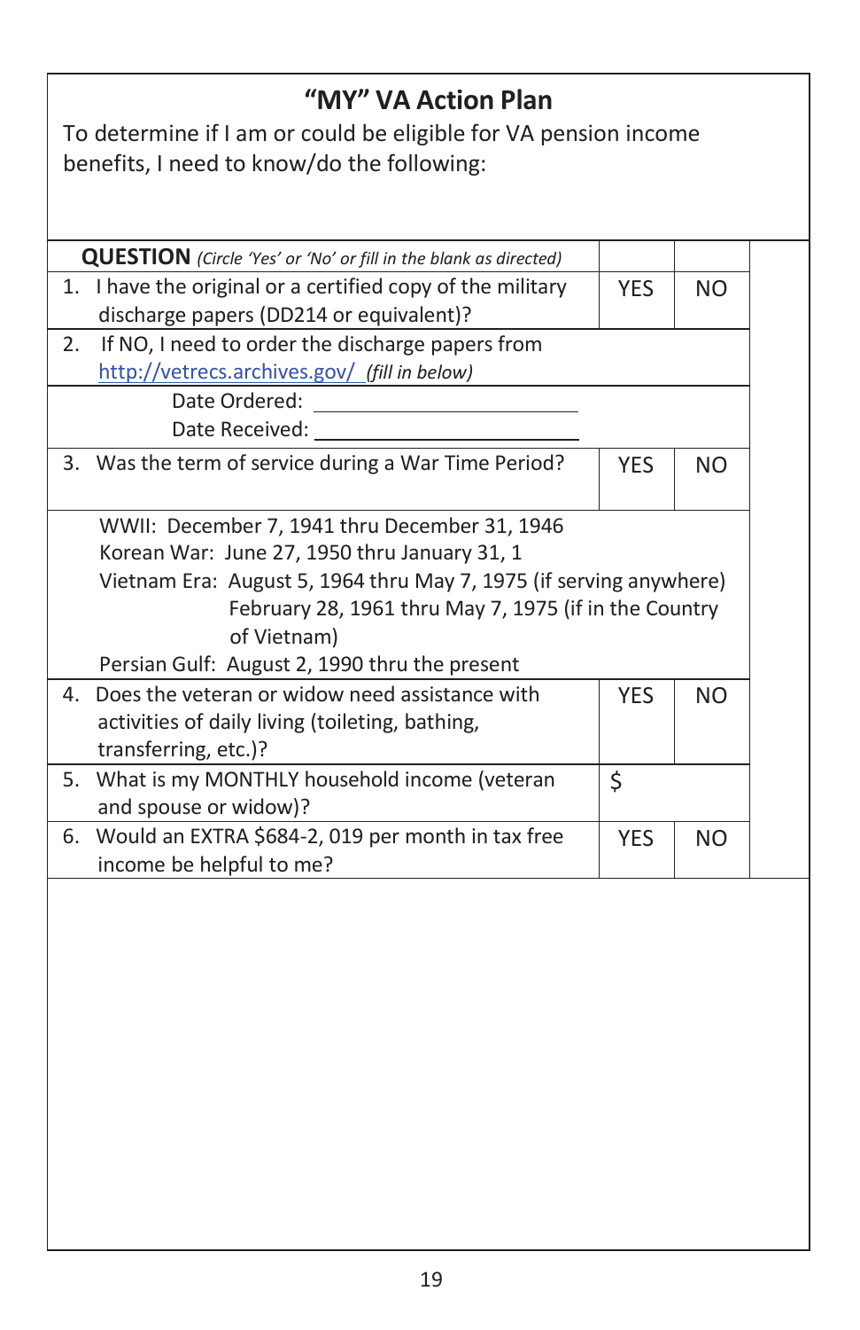# "MY" VA Action Plan

To determine if I am or could be eligible for VA pension income benefits, I need to know/do the following:

| **QUESTION** *(Circle 'Yes' or 'No' or fill in the blank as directed)* | | |
|---|---|---|
| 1. I have the original or a certified copy of the military discharge papers (DD214 or equivalent)? | YES | NO |
| 2. If NO, I need to order the discharge papers from http://vetrecs.archives.gov/ *(fill in below)* | | |
| Date Ordered: ______________________ Date Received: ______________________ | | |
| 3. Was the term of service during a War Time Period? | YES | NO |
| WWII: December 7, 1941 thru December 31, 1946<br>Korean War: June 27, 1950 thru January 31, 1<br>Vietnam Era: August 5, 1964 thru May 7, 1975 (if serving anywhere)<br>February 28, 1961 thru May 7, 1975 (if in the Country of Vietnam)<br>Persian Gulf: August 2, 1990 thru the present | | |
| 4. Does the veteran or widow need assistance with activities of daily living (toileting, bathing, transferring, etc.)? | YES | NO |
| 5. What is my MONTHLY household income (veteran and spouse or widow)? | $ | |
| 6. Would an EXTRA $684-2, 019 per month in tax free income be helpful to me? | YES | NO |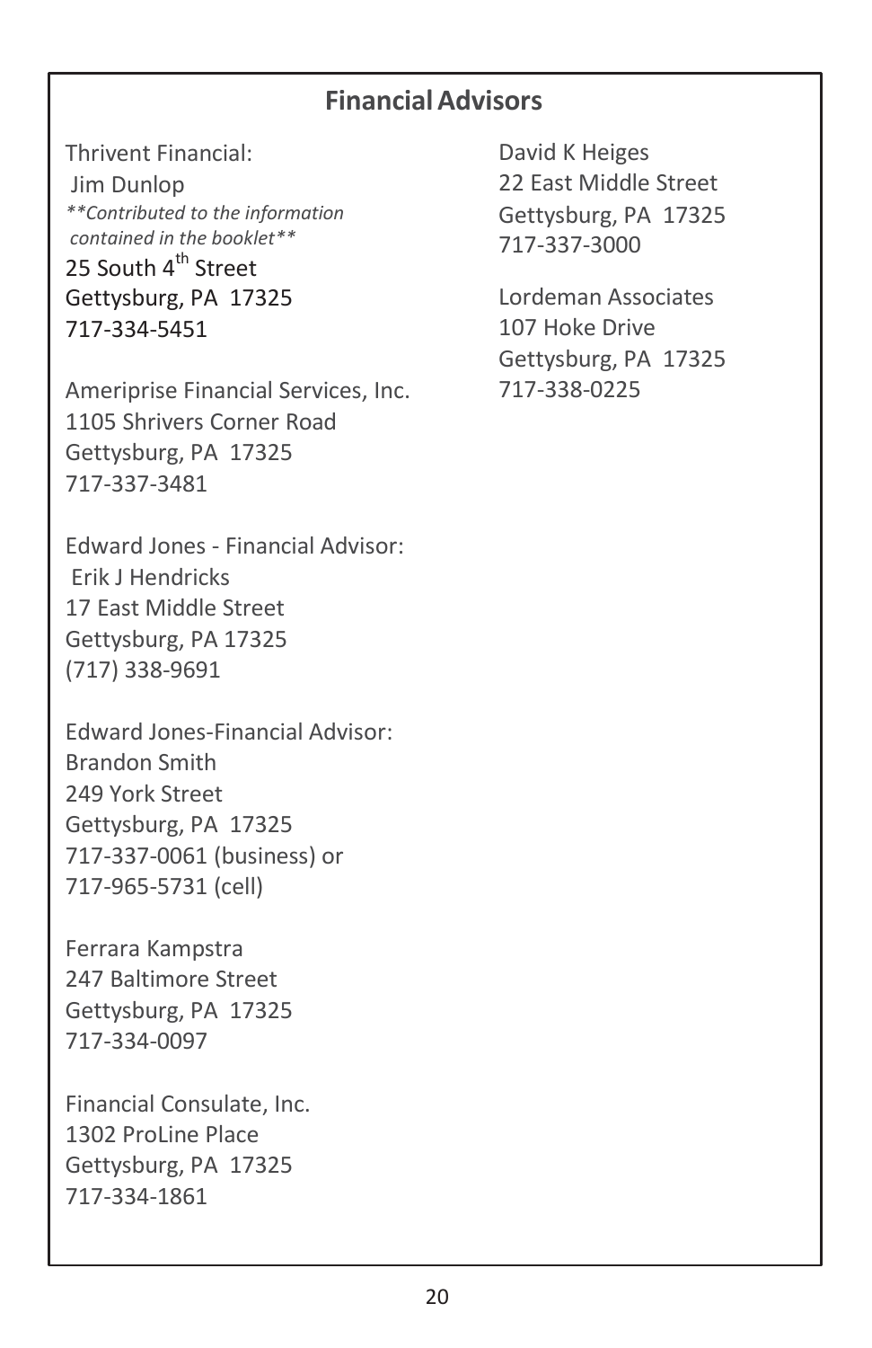## Financial Advisors

Thrivent Financial:
Jim Dunlop
*\*\*Contributed to the information contained in the booklet\*\**
25 South 4th Street
Gettysburg, PA 17325
717-334-5451

Ameriprise Financial Services, Inc.
1105 Shrivers Corner Road
Gettysburg, PA 17325
717-337-3481

Edward Jones - Financial Advisor:
Erik J Hendricks
17 East Middle Street
Gettysburg, PA 17325
(717) 338-9691

Edward Jones-Financial Advisor:
Brandon Smith
249 York Street
Gettysburg, PA 17325
717-337-0061 (business) or
717-965-5731 (cell)

Ferrara Kampstra
247 Baltimore Street
Gettysburg, PA 17325
717-334-0097

Financial Consulate, Inc.
1302 ProLine Place
Gettysburg, PA 17325
717-334-1861

David K Heiges
22 East Middle Street
Gettysburg, PA 17325
717-337-3000

Lordeman Associates
107 Hoke Drive
Gettysburg, PA 17325
717-338-0225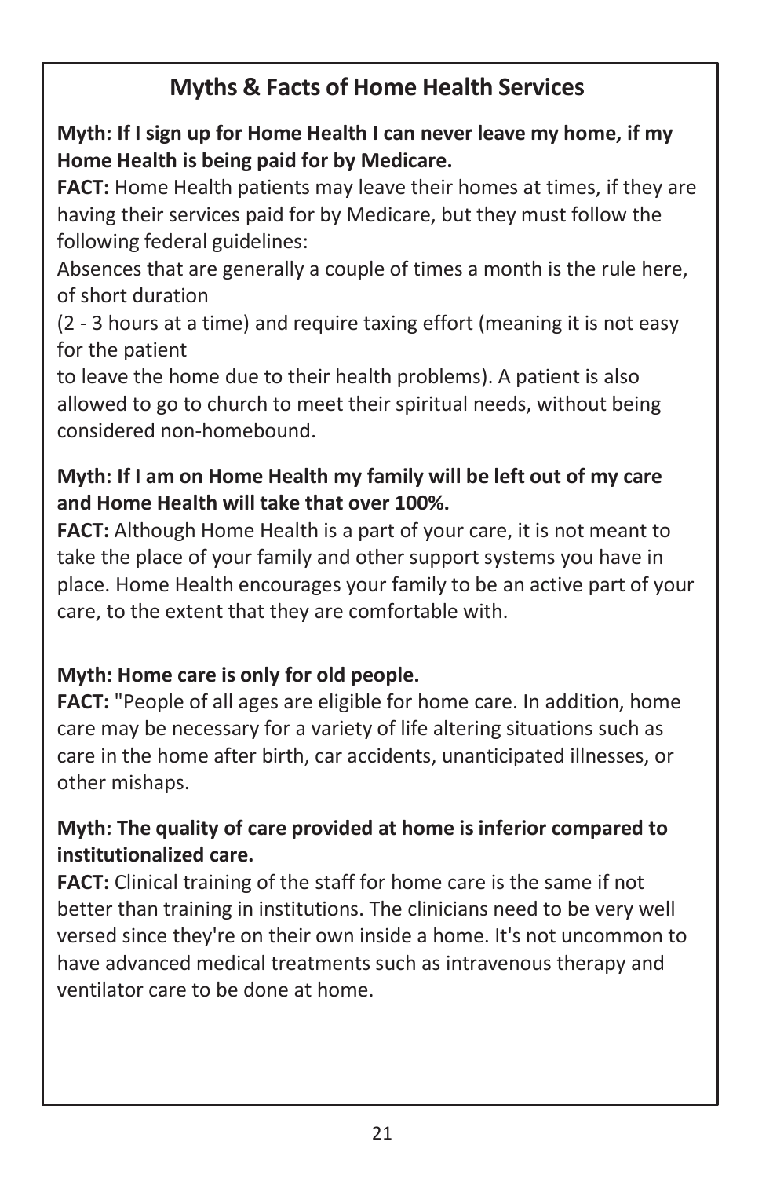## Myths & Facts of Home Health Services

**Myth: If I sign up for Home Health I can never leave my home, if my Home Health is being paid for by Medicare.**

**FACT:** Home Health patients may leave their homes at times, if they are having their services paid for by Medicare, but they must follow the following federal guidelines:

Absences that are generally a couple of times a month is the rule here, of short duration (2 - 3 hours at a time) and require taxing effort (meaning it is not easy for the patient to leave the home due to their health problems). A patient is also allowed to go to church to meet their spiritual needs, without being considered non-homebound.

**Myth: If I am on Home Health my family will be left out of my care and Home Health will take that over 100%.**

**FACT:** Although Home Health is a part of your care, it is not meant to take the place of your family and other support systems you have in place. Home Health encourages your family to be an active part of your care, to the extent that they are comfortable with.

**Myth: Home care is only for old people.**

**FACT:** "People of all ages are eligible for home care. In addition, home care may be necessary for a variety of life altering situations such as care in the home after birth, car accidents, unanticipated illnesses, or other mishaps.

**Myth: The quality of care provided at home is inferior compared to institutionalized care.**

**FACT:** Clinical training of the staff for home care is the same if not better than training in institutions. The clinicians need to be very well versed since they're on their own inside a home. It's not uncommon to have advanced medical treatments such as intravenous therapy and ventilator care to be done at home.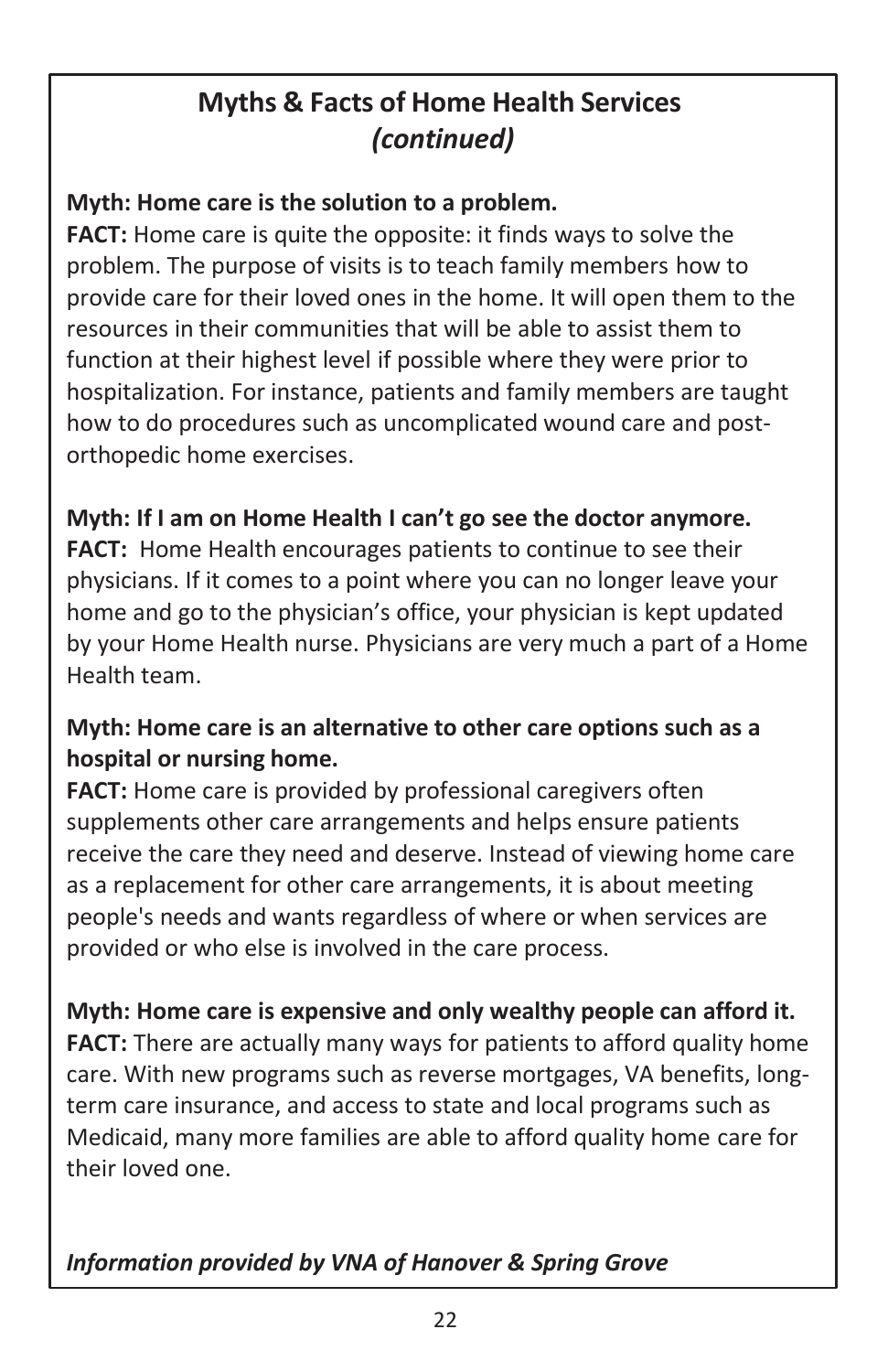## Myths & Facts of Home Health Services *(continued)*

**Myth: Home care is the solution to a problem.**
**FACT:** Home care is quite the opposite: it finds ways to solve the problem. The purpose of visits is to teach family members how to provide care for their loved ones in the home. It will open them to the resources in their communities that will be able to assist them to function at their highest level if possible where they were prior to hospitalization. For instance, patients and family members are taught how to do procedures such as uncomplicated wound care and post-orthopedic home exercises.

**Myth: If I am on Home Health I can't go see the doctor anymore.**
**FACT:** Home Health encourages patients to continue to see their physicians. If it comes to a point where you can no longer leave your home and go to the physician's office, your physician is kept updated by your Home Health nurse. Physicians are very much a part of a Home Health team.

**Myth: Home care is an alternative to other care options such as a hospital or nursing home.**
**FACT:** Home care is provided by professional caregivers often supplements other care arrangements and helps ensure patients receive the care they need and deserve. Instead of viewing home care as a replacement for other care arrangements, it is about meeting people's needs and wants regardless of where or when services are provided or who else is involved in the care process.

**Myth: Home care is expensive and only wealthy people can afford it.**
**FACT:** There are actually many ways for patients to afford quality home care. With new programs such as reverse mortgages, VA benefits, long-term care insurance, and access to state and local programs such as Medicaid, many more families are able to afford quality home care for their loved one.

***Information provided by VNA of Hanover & Spring Grove***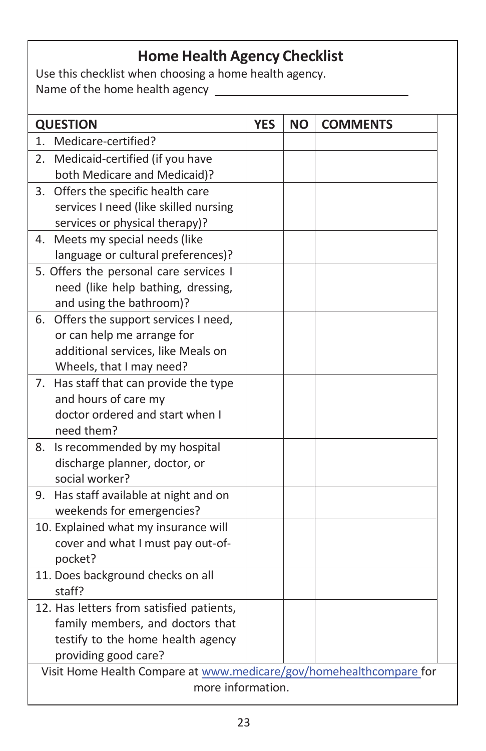## Home Health Agency Checklist

Use this checklist when choosing a home health agency.

Name of the home health agency ______________________________

| QUESTION | YES | NO | COMMENTS |
|---|---|---|---|
| 1. Medicare-certified? | | | |
| 2. Medicaid-certified (if you have both Medicare and Medicaid)? | | | |
| 3. Offers the specific health care services I need (like skilled nursing services or physical therapy)? | | | |
| 4. Meets my special needs (like language or cultural preferences)? | | | |
| 5. Offers the personal care services I need (like help bathing, dressing, and using the bathroom)? | | | |
| 6. Offers the support services I need, or can help me arrange for additional services, like Meals on Wheels, that I may need? | | | |
| 7. Has staff that can provide the type and hours of care my doctor ordered and start when I need them? | | | |
| 8. Is recommended by my hospital discharge planner, doctor, or social worker? | | | |
| 9. Has staff available at night and on weekends for emergencies? | | | |
| 10. Explained what my insurance will cover and what I must pay out-of-pocket? | | | |
| 11. Does background checks on all staff? | | | |
| 12. Has letters from satisfied patients, family members, and doctors that testify to the home health agency providing good care? | | | |

Visit Home Health Compare at www.medicare/gov/homehealthcompare for more information.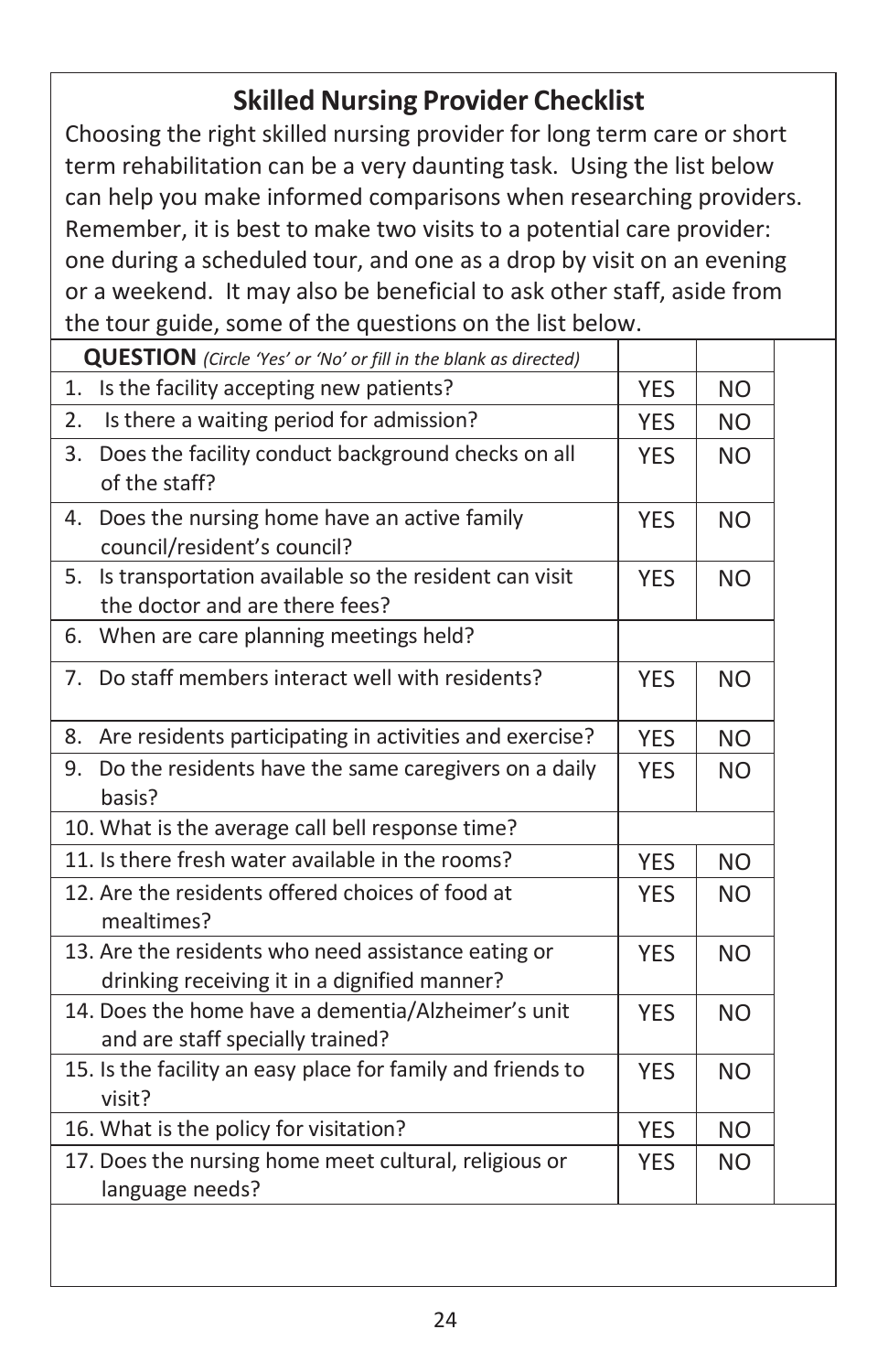## Skilled Nursing Provider Checklist

Choosing the right skilled nursing provider for long term care or short term rehabilitation can be a very daunting task. Using the list below can help you make informed comparisons when researching providers. Remember, it is best to make two visits to a potential care provider: one during a scheduled tour, and one as a drop by visit on an evening or a weekend. It may also be beneficial to ask other staff, aside from the tour guide, some of the questions on the list below.

| **QUESTION** *(Circle 'Yes' or 'No' or fill in the blank as directed)* | | |
|---|---|---|
| 1. Is the facility accepting new patients? | YES | NO |
| 2. Is there a waiting period for admission? | YES | NO |
| 3. Does the facility conduct background checks on all of the staff? | YES | NO |
| 4. Does the nursing home have an active family council/resident's council? | YES | NO |
| 5. Is transportation available so the resident can visit the doctor and are there fees? | YES | NO |
| 6. When are care planning meetings held? | | |
| 7. Do staff members interact well with residents? | YES | NO |
| 8. Are residents participating in activities and exercise? | YES | NO |
| 9. Do the residents have the same caregivers on a daily basis? | YES | NO |
| 10. What is the average call bell response time? | | |
| 11. Is there fresh water available in the rooms? | YES | NO |
| 12. Are the residents offered choices of food at mealtimes? | YES | NO |
| 13. Are the residents who need assistance eating or drinking receiving it in a dignified manner? | YES | NO |
| 14. Does the home have a dementia/Alzheimer's unit and are staff specially trained? | YES | NO |
| 15. Is the facility an easy place for family and friends to visit? | YES | NO |
| 16. What is the policy for visitation? | YES | NO |
| 17. Does the nursing home meet cultural, religious or language needs? | YES | NO |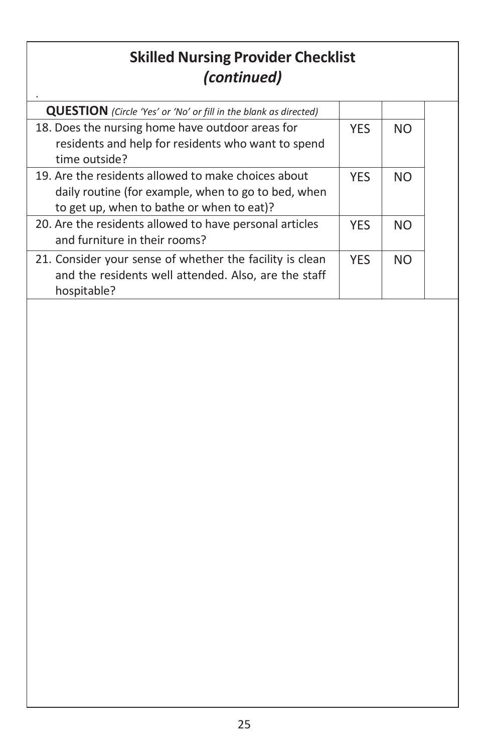## Skilled Nursing Provider Checklist
### *(continued)*

| **QUESTION** *(Circle 'Yes' or 'No' or fill in the blank as directed)* | | | |
|---|---|---|---|
| 18. Does the nursing home have outdoor areas for residents and help for residents who want to spend time outside? | YES | NO | |
| 19. Are the residents allowed to make choices about daily routine (for example, when to go to bed, when to get up, when to bathe or when to eat)? | YES | NO | |
| 20. Are the residents allowed to have personal articles and furniture in their rooms? | YES | NO | |
| 21. Consider your sense of whether the facility is clean and the residents well attended. Also, are the staff hospitable? | YES | NO | |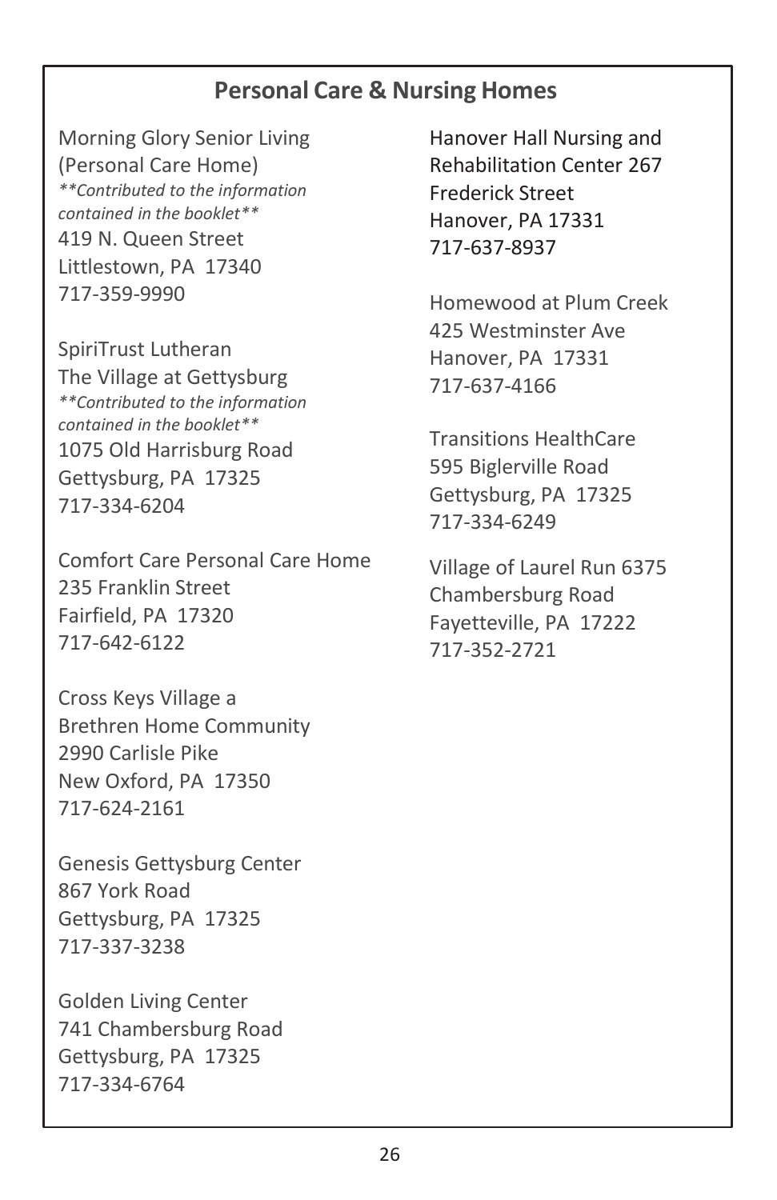## Personal Care & Nursing Homes

Morning Glory Senior Living
(Personal Care Home)
*\*\*Contributed to the information contained in the booklet\*\**
419 N. Queen Street
Littlestown, PA 17340
717-359-9990

SpiriTrust Lutheran
The Village at Gettysburg
*\*\*Contributed to the information contained in the booklet\*\**
1075 Old Harrisburg Road
Gettysburg, PA 17325
717-334-6204

Comfort Care Personal Care Home
235 Franklin Street
Fairfield, PA 17320
717-642-6122

Cross Keys Village a
Brethren Home Community
2990 Carlisle Pike
New Oxford, PA 17350
717-624-2161

Genesis Gettysburg Center
867 York Road
Gettysburg, PA 17325
717-337-3238

Golden Living Center
741 Chambersburg Road
Gettysburg, PA 17325
717-334-6764

Hanover Hall Nursing and
Rehabilitation Center 267
Frederick Street
Hanover, PA 17331
717-637-8937

Homewood at Plum Creek
425 Westminster Ave
Hanover, PA 17331
717-637-4166

Transitions HealthCare
595 Biglerville Road
Gettysburg, PA 17325
717-334-6249

Village of Laurel Run 6375
Chambersburg Road
Fayetteville, PA 17222
717-352-2721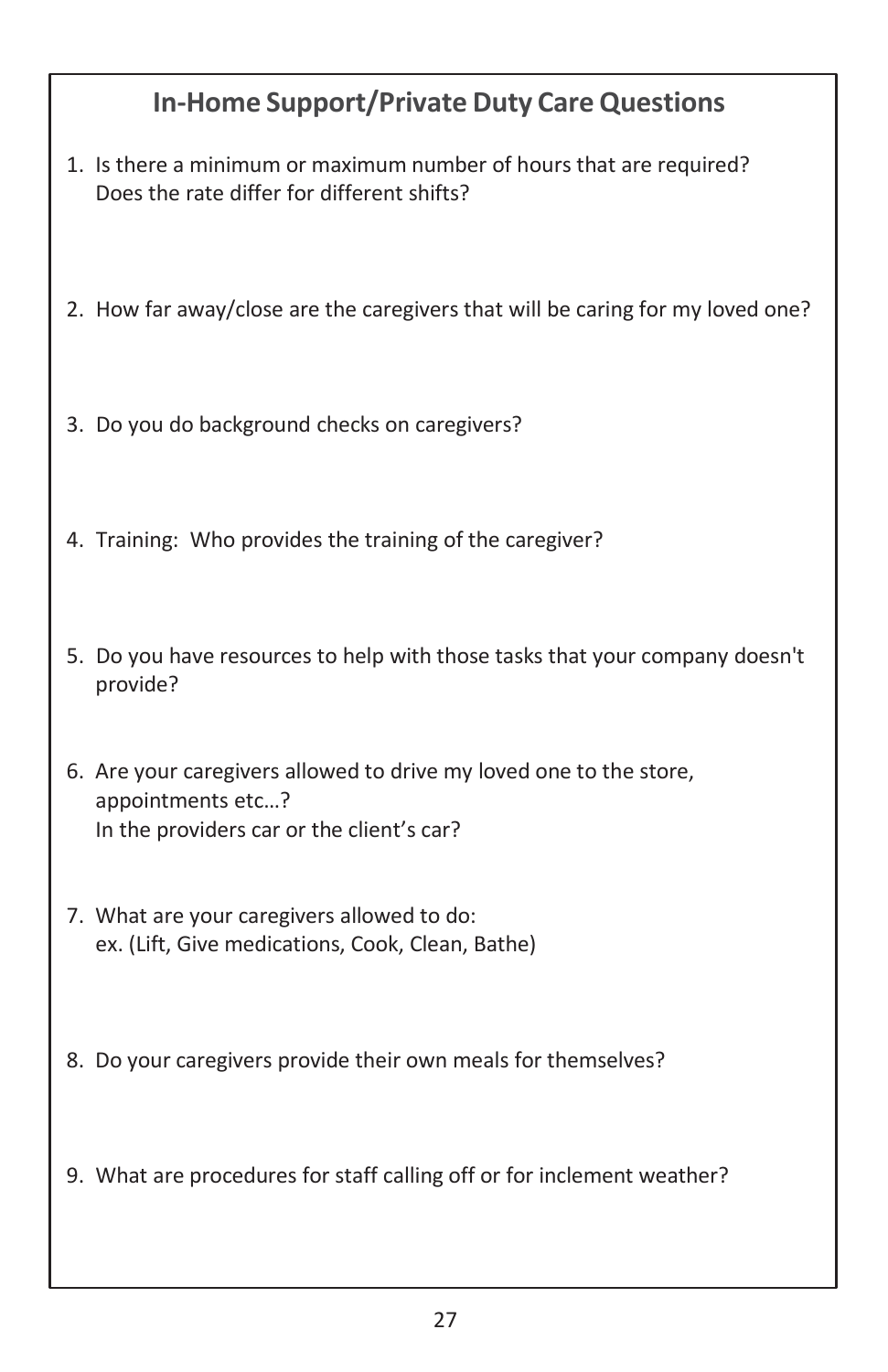## In-Home Support/Private Duty Care Questions

1. Is there a minimum or maximum number of hours that are required?
   Does the rate differ for different shifts?

2. How far away/close are the caregivers that will be caring for my loved one?

3. Do you do background checks on caregivers?

4. Training: Who provides the training of the caregiver?

5. Do you have resources to help with those tasks that your company doesn't provide?

6. Are your caregivers allowed to drive my loved one to the store, appointments etc…?
   In the providers car or the client's car?

7. What are your caregivers allowed to do:
   ex. (Lift, Give medications, Cook, Clean, Bathe)

8. Do your caregivers provide their own meals for themselves?

9. What are procedures for staff calling off or for inclement weather?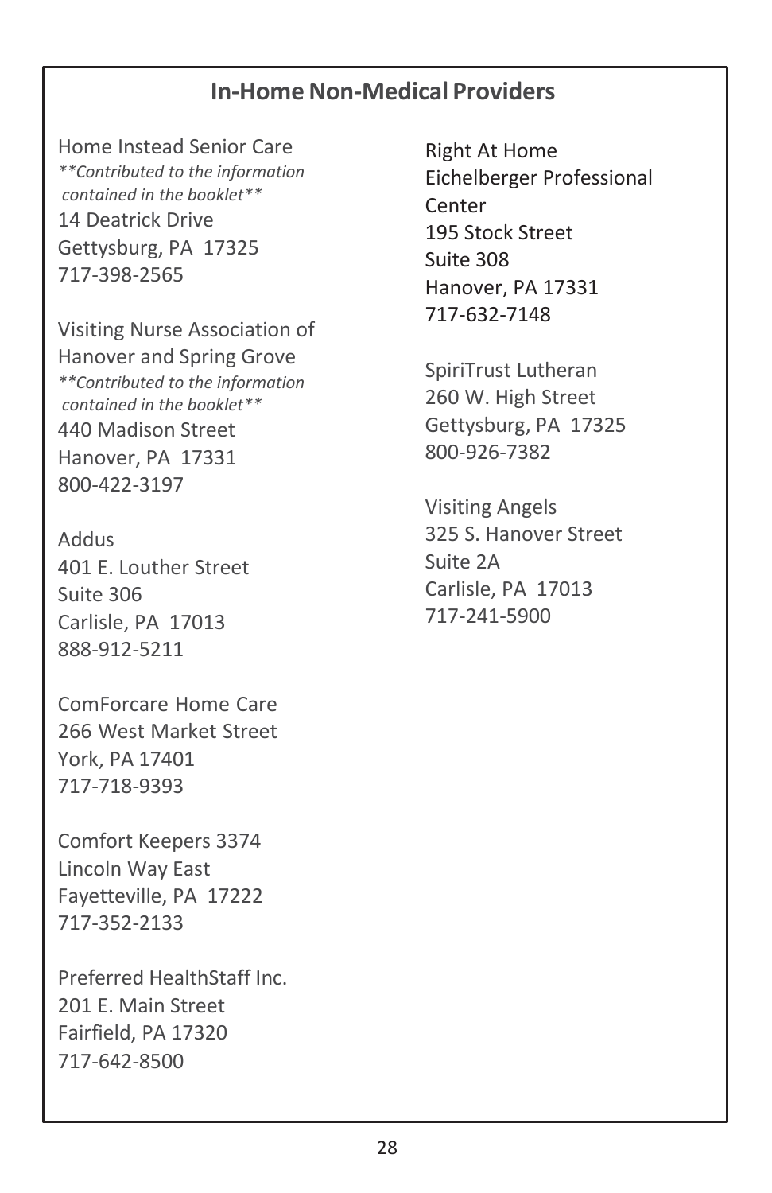## In-Home Non-Medical Providers

Home Instead Senior Care
*\*\*Contributed to the information contained in the booklet\*\**
14 Deatrick Drive
Gettysburg, PA 17325
717-398-2565

Visiting Nurse Association of Hanover and Spring Grove
*\*\*Contributed to the information contained in the booklet\*\**
440 Madison Street
Hanover, PA 17331
800-422-3197

Addus
401 E. Louther Street
Suite 306
Carlisle, PA 17013
888-912-5211

ComForcare Home Care
266 West Market Street
York, PA 17401
717-718-9393

Comfort Keepers 3374
Lincoln Way East
Fayetteville, PA 17222
717-352-2133

Preferred HealthStaff Inc.
201 E. Main Street
Fairfield, PA 17320
717-642-8500

Right At Home
Eichelberger Professional Center
195 Stock Street
Suite 308
Hanover, PA 17331
717-632-7148

SpiriTrust Lutheran
260 W. High Street
Gettysburg, PA 17325
800-926-7382

Visiting Angels
325 S. Hanover Street
Suite 2A
Carlisle, PA 17013
717-241-5900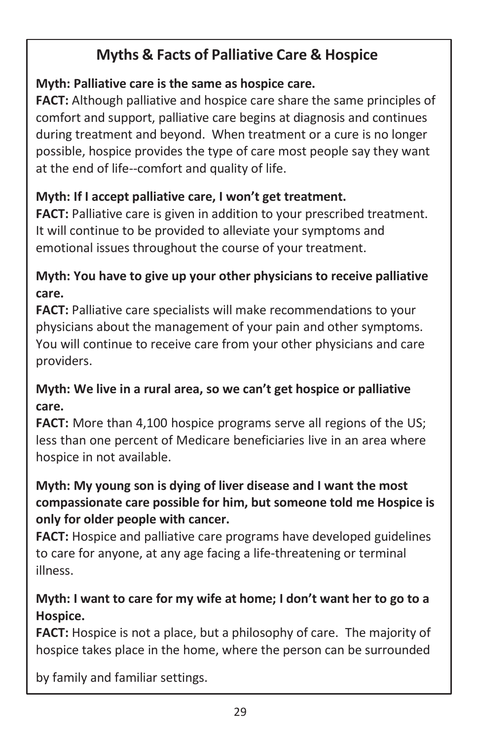## Myths & Facts of Palliative Care & Hospice

**Myth: Palliative care is the same as hospice care.**
**FACT:** Although palliative and hospice care share the same principles of comfort and support, palliative care begins at diagnosis and continues during treatment and beyond. When treatment or a cure is no longer possible, hospice provides the type of care most people say they want at the end of life--comfort and quality of life.

**Myth: If I accept palliative care, I won't get treatment.**
**FACT:** Palliative care is given in addition to your prescribed treatment. It will continue to be provided to alleviate your symptoms and emotional issues throughout the course of your treatment.

**Myth: You have to give up your other physicians to receive palliative care.**
**FACT:** Palliative care specialists will make recommendations to your physicians about the management of your pain and other symptoms. You will continue to receive care from your other physicians and care providers.

**Myth: We live in a rural area, so we can't get hospice or palliative care.**
**FACT:** More than 4,100 hospice programs serve all regions of the US; less than one percent of Medicare beneficiaries live in an area where hospice in not available.

**Myth: My young son is dying of liver disease and I want the most compassionate care possible for him, but someone told me Hospice is only for older people with cancer.**
**FACT:** Hospice and palliative care programs have developed guidelines to care for anyone, at any age facing a life-threatening or terminal illness.

**Myth: I want to care for my wife at home; I don't want her to go to a Hospice.**
**FACT:** Hospice is not a place, but a philosophy of care. The majority of hospice takes place in the home, where the person can be surrounded by family and familiar settings.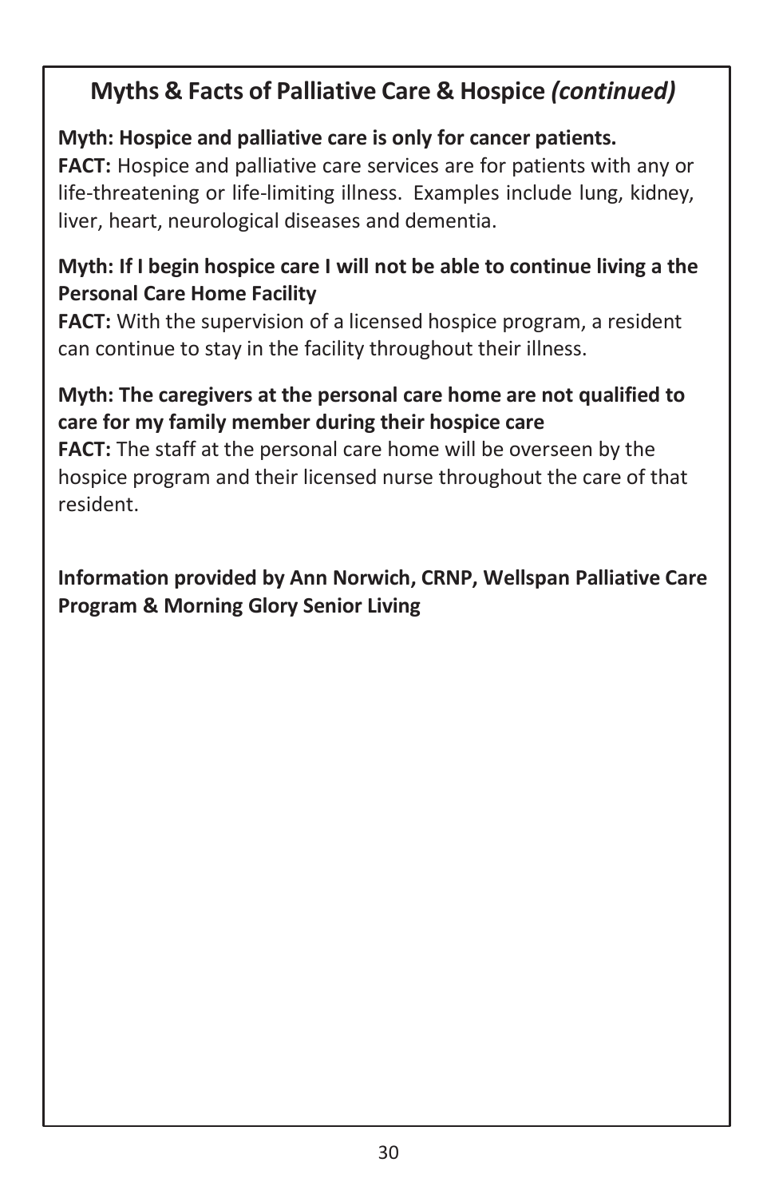## Myths & Facts of Palliative Care & Hospice *(continued)*

**Myth: Hospice and palliative care is only for cancer patients.**
**FACT:** Hospice and palliative care services are for patients with any or life-threatening or life-limiting illness. Examples include lung, kidney, liver, heart, neurological diseases and dementia.

**Myth: If I begin hospice care I will not be able to continue living a the Personal Care Home Facility**
**FACT:** With the supervision of a licensed hospice program, a resident can continue to stay in the facility throughout their illness.

**Myth: The caregivers at the personal care home are not qualified to care for my family member during their hospice care**
**FACT:** The staff at the personal care home will be overseen by the hospice program and their licensed nurse throughout the care of that resident.

**Information provided by Ann Norwich, CRNP, Wellspan Palliative Care Program & Morning Glory Senior Living**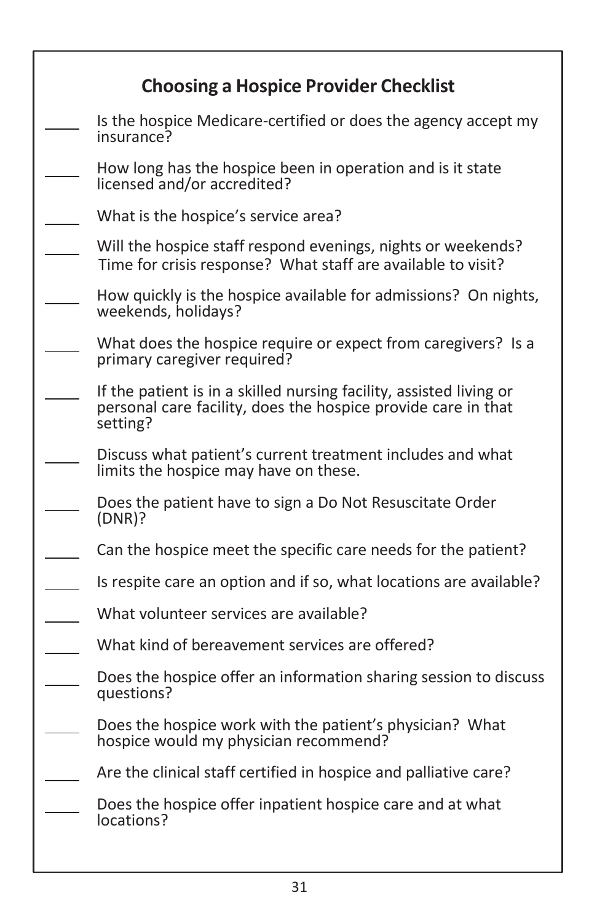## Choosing a Hospice Provider Checklist

- ____ Is the hospice Medicare-certified or does the agency accept my insurance?
- ____ How long has the hospice been in operation and is it state licensed and/or accredited?
- ____ What is the hospice's service area?
- ____ Will the hospice staff respond evenings, nights or weekends? Time for crisis response? What staff are available to visit?
- ____ How quickly is the hospice available for admissions? On nights, weekends, holidays?
- ____ What does the hospice require or expect from caregivers? Is a primary caregiver required?
- ____ If the patient is in a skilled nursing facility, assisted living or personal care facility, does the hospice provide care in that setting?
- ____ Discuss what patient's current treatment includes and what limits the hospice may have on these.
- ____ Does the patient have to sign a Do Not Resuscitate Order (DNR)?
- ____ Can the hospice meet the specific care needs for the patient?
- ____ Is respite care an option and if so, what locations are available?
- ____ What volunteer services are available?
- ____ What kind of bereavement services are offered?
- ____ Does the hospice offer an information sharing session to discuss questions?
- ____ Does the hospice work with the patient's physician? What hospice would my physician recommend?
- ____ Are the clinical staff certified in hospice and palliative care?
- ____ Does the hospice offer inpatient hospice care and at what locations?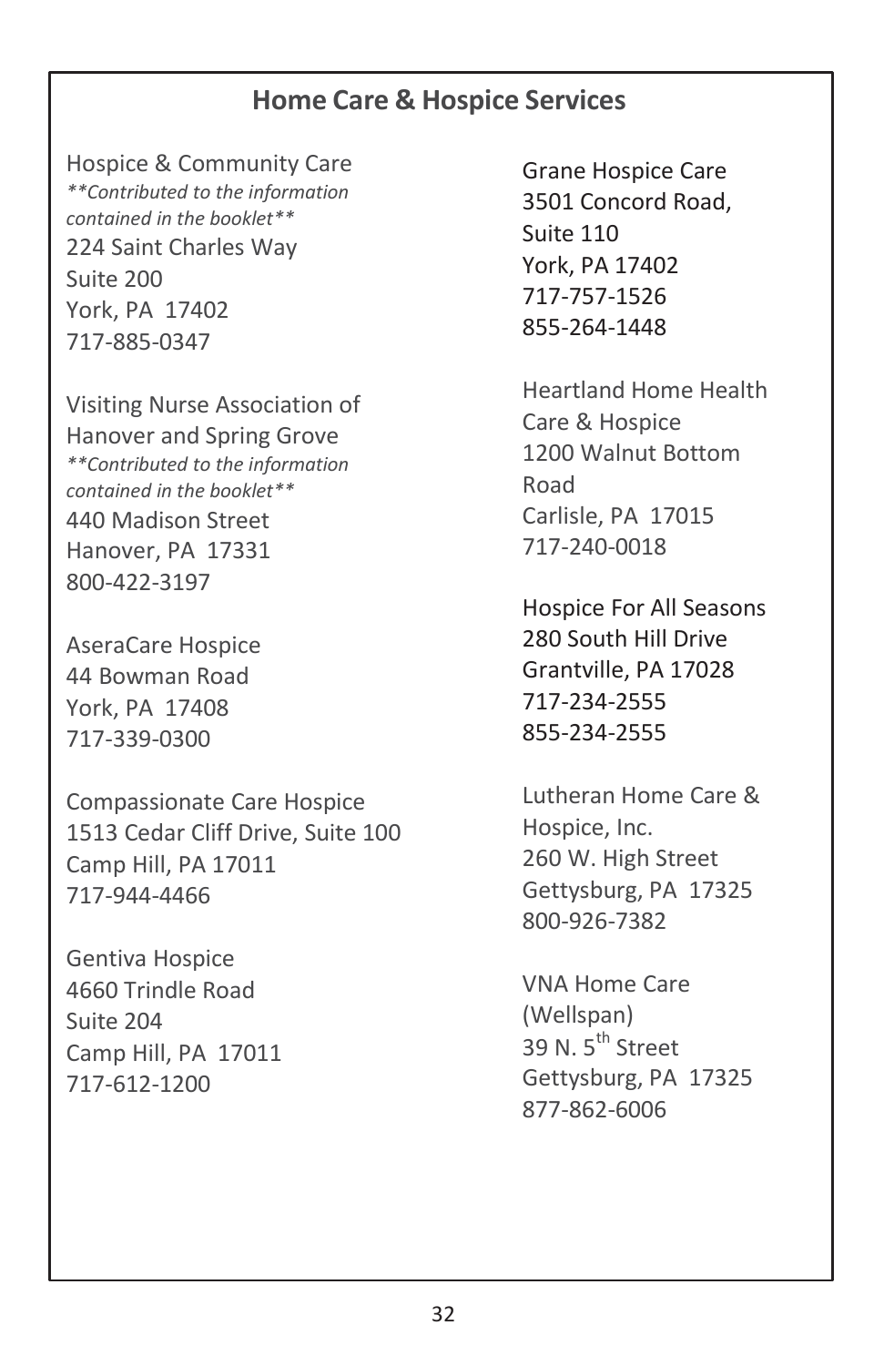## Home Care & Hospice Services

Hospice & Community Care
***Contributed to the information contained in the booklet***
224 Saint Charles Way
Suite 200
York, PA 17402
717-885-0347

Visiting Nurse Association of Hanover and Spring Grove
***Contributed to the information contained in the booklet***
440 Madison Street
Hanover, PA 17331
800-422-3197

AseraCare Hospice
44 Bowman Road
York, PA 17408
717-339-0300

Compassionate Care Hospice
1513 Cedar Cliff Drive, Suite 100
Camp Hill, PA 17011
717-944-4466

Gentiva Hospice
4660 Trindle Road
Suite 204
Camp Hill, PA 17011
717-612-1200

Grane Hospice Care
3501 Concord Road,
Suite 110
York, PA 17402
717-757-1526
855-264-1448

Heartland Home Health Care & Hospice
1200 Walnut Bottom Road
Carlisle, PA 17015
717-240-0018

Hospice For All Seasons
280 South Hill Drive
Grantville, PA 17028
717-234-2555
855-234-2555

Lutheran Home Care & Hospice, Inc.
260 W. High Street
Gettysburg, PA 17325
800-926-7382

VNA Home Care (Wellspan)
39 N. 5th Street
Gettysburg, PA 17325
877-862-6006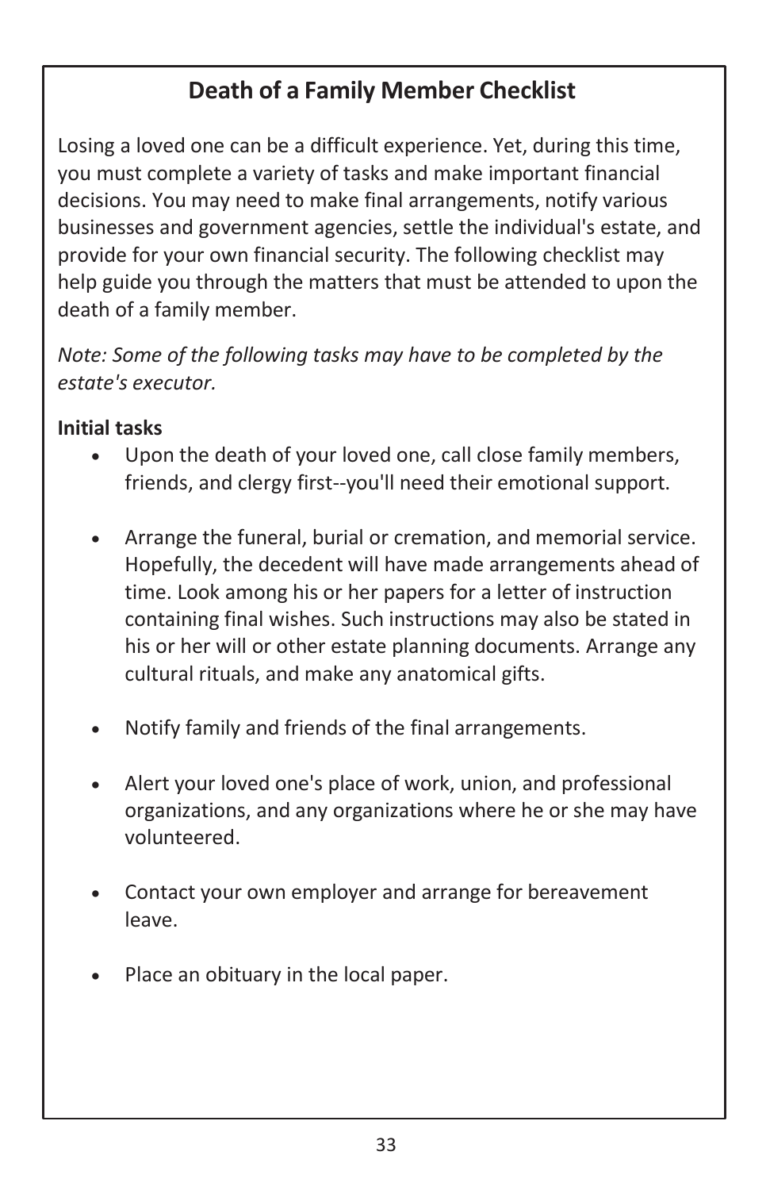## Death of a Family Member Checklist

Losing a loved one can be a difficult experience. Yet, during this time, you must complete a variety of tasks and make important financial decisions. You may need to make final arrangements, notify various businesses and government agencies, settle the individual's estate, and provide for your own financial security. The following checklist may help guide you through the matters that must be attended to upon the death of a family member.

*Note: Some of the following tasks may have to be completed by the estate's executor.*

**Initial tasks**

- Upon the death of your loved one, call close family members, friends, and clergy first--you'll need their emotional support.
- Arrange the funeral, burial or cremation, and memorial service. Hopefully, the decedent will have made arrangements ahead of time. Look among his or her papers for a letter of instruction containing final wishes. Such instructions may also be stated in his or her will or other estate planning documents. Arrange any cultural rituals, and make any anatomical gifts.
- Notify family and friends of the final arrangements.
- Alert your loved one's place of work, union, and professional organizations, and any organizations where he or she may have volunteered.
- Contact your own employer and arrange for bereavement leave.
- Place an obituary in the local paper.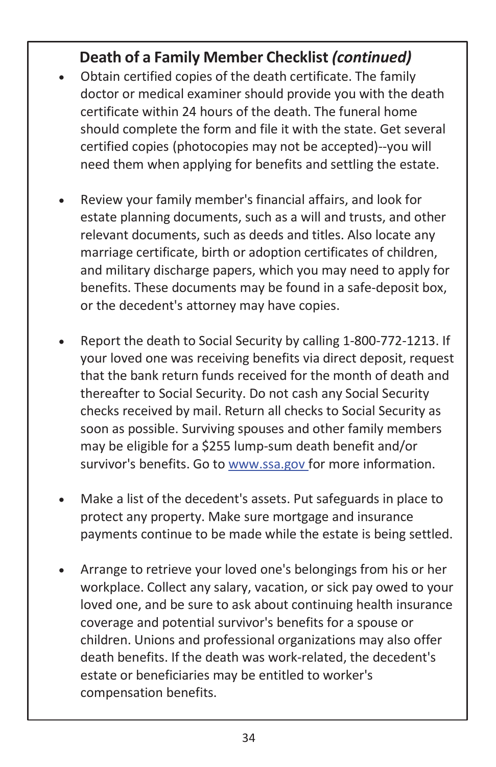## Death of a Family Member Checklist *(continued)*

- Obtain certified copies of the death certificate. The family doctor or medical examiner should provide you with the death certificate within 24 hours of the death. The funeral home should complete the form and file it with the state. Get several certified copies (photocopies may not be accepted)--you will need them when applying for benefits and settling the estate.

- Review your family member's financial affairs, and look for estate planning documents, such as a will and trusts, and other relevant documents, such as deeds and titles. Also locate any marriage certificate, birth or adoption certificates of children, and military discharge papers, which you may need to apply for benefits. These documents may be found in a safe-deposit box, or the decedent's attorney may have copies.

- Report the death to Social Security by calling 1-800-772-1213. If your loved one was receiving benefits via direct deposit, request that the bank return funds received for the month of death and thereafter to Social Security. Do not cash any Social Security checks received by mail. Return all checks to Social Security as soon as possible. Surviving spouses and other family members may be eligible for a $255 lump-sum death benefit and/or survivor's benefits. Go to [www.ssa.gov](http://www.ssa.gov) for more information.

- Make a list of the decedent's assets. Put safeguards in place to protect any property. Make sure mortgage and insurance payments continue to be made while the estate is being settled.

- Arrange to retrieve your loved one's belongings from his or her workplace. Collect any salary, vacation, or sick pay owed to your loved one, and be sure to ask about continuing health insurance coverage and potential survivor's benefits for a spouse or children. Unions and professional organizations may also offer death benefits. If the death was work-related, the decedent's estate or beneficiaries may be entitled to worker's compensation benefits.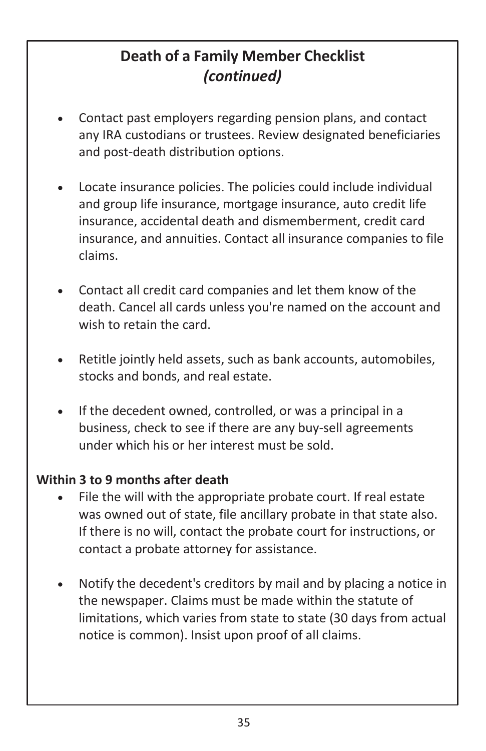## Death of a Family Member Checklist *(continued)*

- Contact past employers regarding pension plans, and contact any IRA custodians or trustees. Review designated beneficiaries and post-death distribution options.

- Locate insurance policies. The policies could include individual and group life insurance, mortgage insurance, auto credit life insurance, accidental death and dismemberment, credit card insurance, and annuities. Contact all insurance companies to file claims.

- Contact all credit card companies and let them know of the death. Cancel all cards unless you're named on the account and wish to retain the card.

- Retitle jointly held assets, such as bank accounts, automobiles, stocks and bonds, and real estate.

- If the decedent owned, controlled, or was a principal in a business, check to see if there are any buy-sell agreements under which his or her interest must be sold.

**Within 3 to 9 months after death**

- File the will with the appropriate probate court. If real estate was owned out of state, file ancillary probate in that state also. If there is no will, contact the probate court for instructions, or contact a probate attorney for assistance.

- Notify the decedent's creditors by mail and by placing a notice in the newspaper. Claims must be made within the statute of limitations, which varies from state to state (30 days from actual notice is common). Insist upon proof of all claims.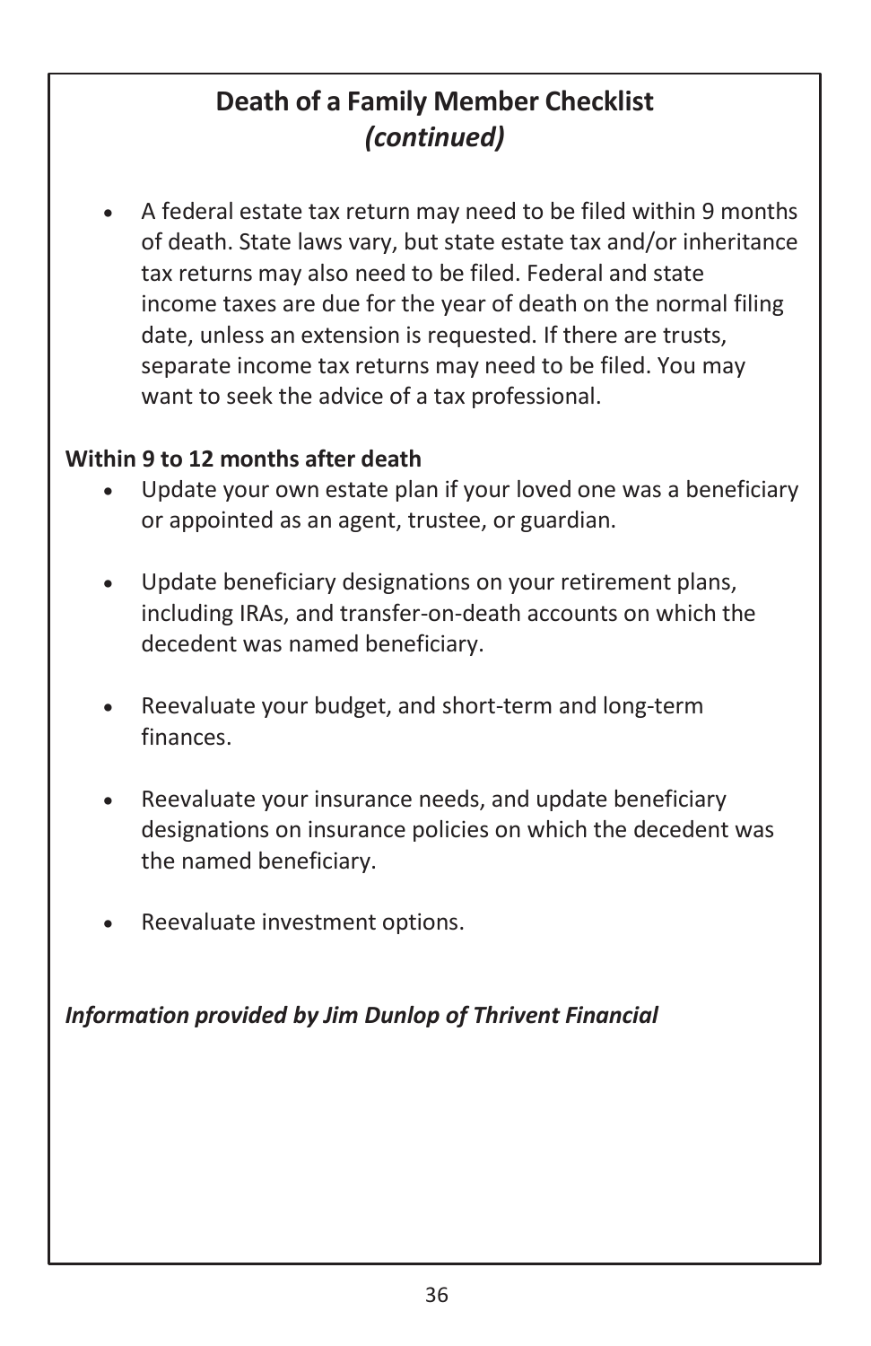## Death of a Family Member Checklist *(continued)*

- A federal estate tax return may need to be filed within 9 months of death. State laws vary, but state estate tax and/or inheritance tax returns may also need to be filed. Federal and state income taxes are due for the year of death on the normal filing date, unless an extension is requested. If there are trusts, separate income tax returns may need to be filed. You may want to seek the advice of a tax professional.

**Within 9 to 12 months after death**

- Update your own estate plan if your loved one was a beneficiary or appointed as an agent, trustee, or guardian.
- Update beneficiary designations on your retirement plans, including IRAs, and transfer-on-death accounts on which the decedent was named beneficiary.
- Reevaluate your budget, and short-term and long-term finances.
- Reevaluate your insurance needs, and update beneficiary designations on insurance policies on which the decedent was the named beneficiary.
- Reevaluate investment options.

***Information provided by Jim Dunlop of Thrivent Financial***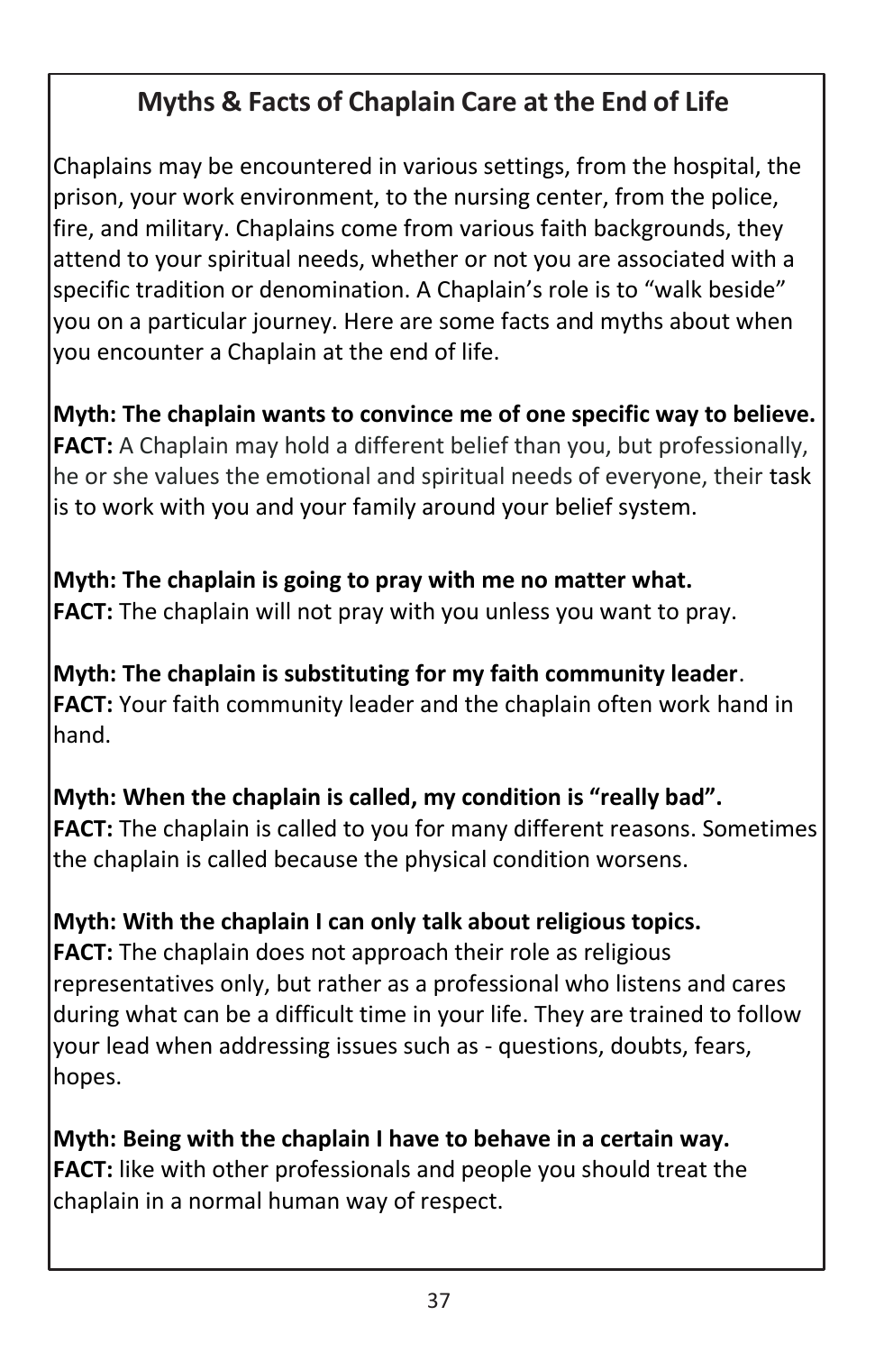## Myths & Facts of Chaplain Care at the End of Life

Chaplains may be encountered in various settings, from the hospital, the prison, your work environment, to the nursing center, from the police, fire, and military. Chaplains come from various faith backgrounds, they attend to your spiritual needs, whether or not you are associated with a specific tradition or denomination. A Chaplain's role is to "walk beside" you on a particular journey. Here are some facts and myths about when you encounter a Chaplain at the end of life.

**Myth: The chaplain wants to convince me of one specific way to believe.**
**FACT:** A Chaplain may hold a different belief than you, but professionally, he or she values the emotional and spiritual needs of everyone, their task is to work with you and your family around your belief system.

**Myth: The chaplain is going to pray with me no matter what.**
**FACT:** The chaplain will not pray with you unless you want to pray.

**Myth: The chaplain is substituting for my faith community leader**.
**FACT:** Your faith community leader and the chaplain often work hand in hand.

**Myth: When the chaplain is called, my condition is "really bad".**
**FACT:** The chaplain is called to you for many different reasons. Sometimes the chaplain is called because the physical condition worsens.

**Myth: With the chaplain I can only talk about religious topics.**
**FACT:** The chaplain does not approach their role as religious representatives only, but rather as a professional who listens and cares during what can be a difficult time in your life. They are trained to follow your lead when addressing issues such as - questions, doubts, fears, hopes.

**Myth: Being with the chaplain I have to behave in a certain way.**
**FACT:** like with other professionals and people you should treat the chaplain in a normal human way of respect.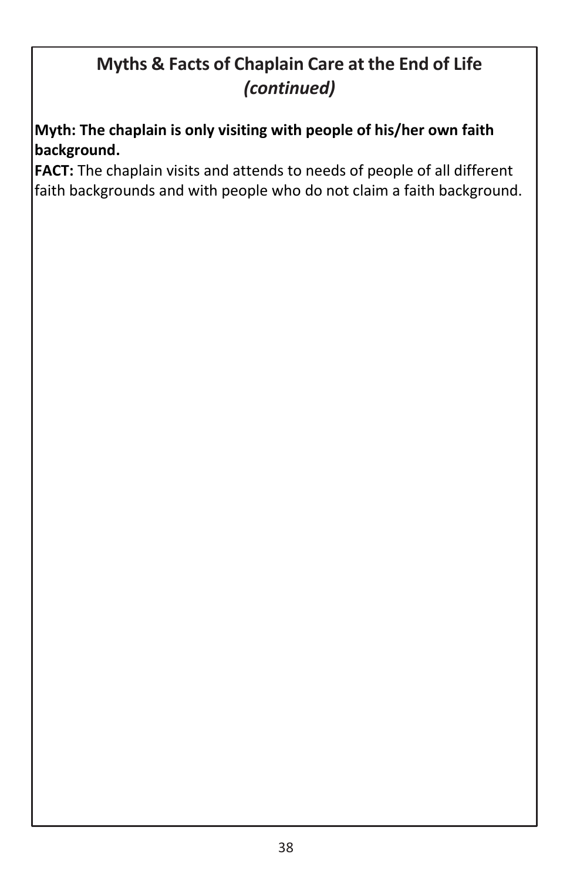## Myths & Facts of Chaplain Care at the End of Life *(continued)*

**Myth: The chaplain is only visiting with people of his/her own faith background.**
**FACT:** The chaplain visits and attends to needs of people of all different faith backgrounds and with people who do not claim a faith background.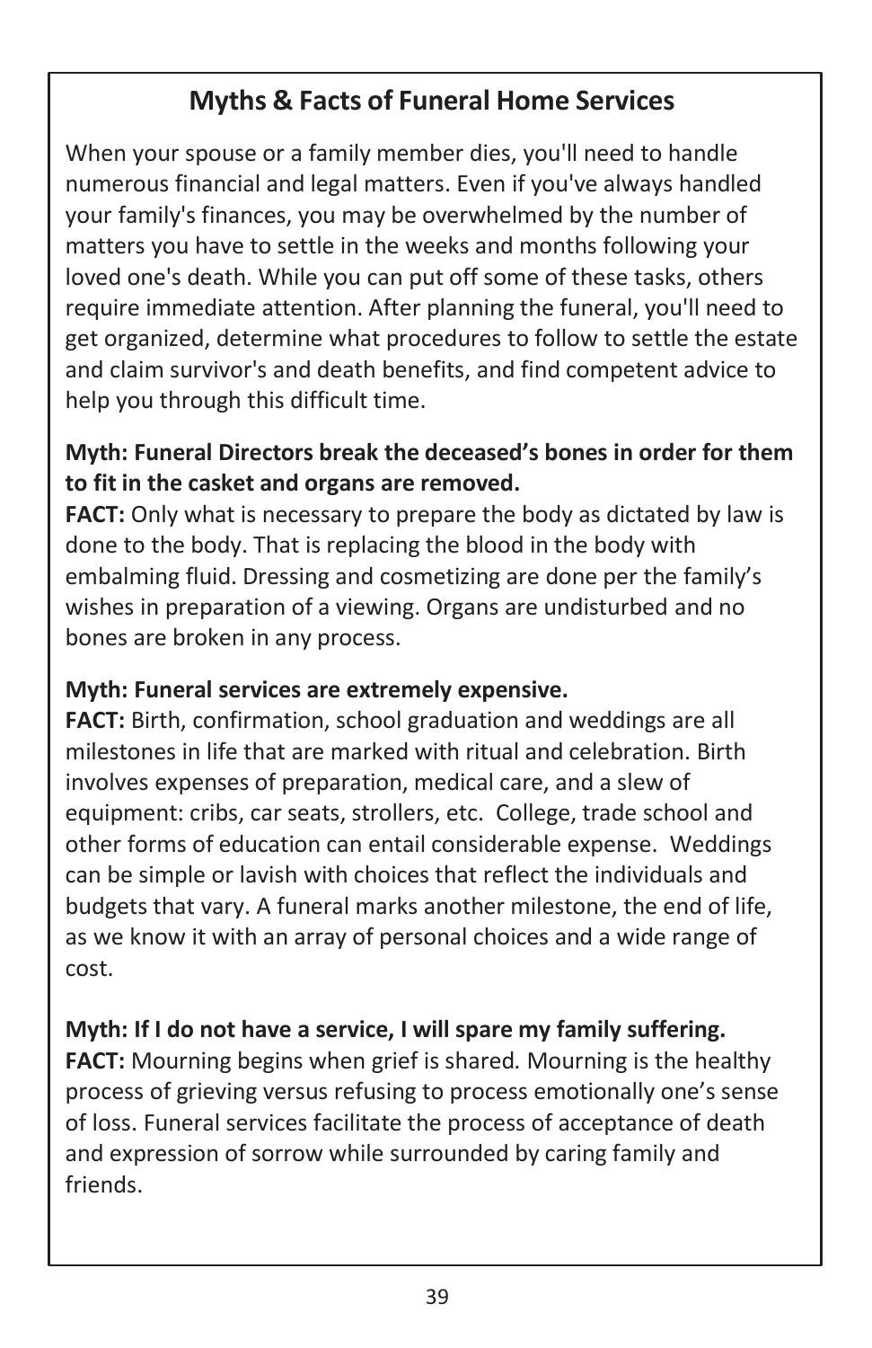## Myths & Facts of Funeral Home Services

When your spouse or a family member dies, you'll need to handle numerous financial and legal matters. Even if you've always handled your family's finances, you may be overwhelmed by the number of matters you have to settle in the weeks and months following your loved one's death. While you can put off some of these tasks, others require immediate attention. After planning the funeral, you'll need to get organized, determine what procedures to follow to settle the estate and claim survivor's and death benefits, and find competent advice to help you through this difficult time.

**Myth: Funeral Directors break the deceased's bones in order for them to fit in the casket and organs are removed.**
**FACT:** Only what is necessary to prepare the body as dictated by law is done to the body. That is replacing the blood in the body with embalming fluid. Dressing and cosmetizing are done per the family's wishes in preparation of a viewing. Organs are undisturbed and no bones are broken in any process.

**Myth: Funeral services are extremely expensive.**
**FACT:** Birth, confirmation, school graduation and weddings are all milestones in life that are marked with ritual and celebration. Birth involves expenses of preparation, medical care, and a slew of equipment: cribs, car seats, strollers, etc. College, trade school and other forms of education can entail considerable expense. Weddings can be simple or lavish with choices that reflect the individuals and budgets that vary. A funeral marks another milestone, the end of life, as we know it with an array of personal choices and a wide range of cost.

**Myth: If I do not have a service, I will spare my family suffering.**
**FACT:** Mourning begins when grief is shared*.* Mourning is the healthy process of grieving versus refusing to process emotionally one's sense of loss. Funeral services facilitate the process of acceptance of death and expression of sorrow while surrounded by caring family and friends.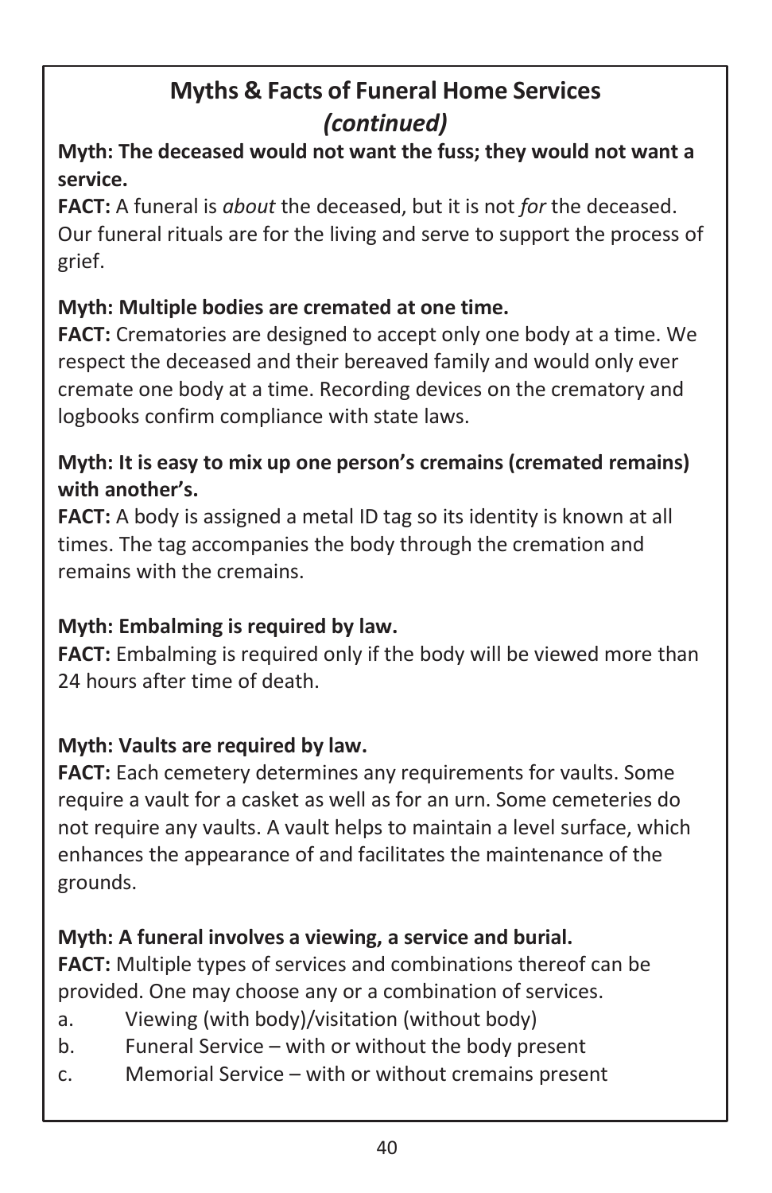## Myths & Facts of Funeral Home Services *(continued)*

**Myth: The deceased would not want the fuss; they would not want a service.**

**FACT:** A funeral is *about* the deceased, but it is not *for* the deceased. Our funeral rituals are for the living and serve to support the process of grief.

**Myth: Multiple bodies are cremated at one time.**

**FACT:** Crematories are designed to accept only one body at a time. We respect the deceased and their bereaved family and would only ever cremate one body at a time. Recording devices on the crematory and logbooks confirm compliance with state laws.

**Myth: It is easy to mix up one person's cremains (cremated remains) with another's.**

**FACT:** A body is assigned a metal ID tag so its identity is known at all times. The tag accompanies the body through the cremation and remains with the cremains.

**Myth: Embalming is required by law.**

**FACT:** Embalming is required only if the body will be viewed more than 24 hours after time of death.

**Myth: Vaults are required by law.**

**FACT:** Each cemetery determines any requirements for vaults. Some require a vault for a casket as well as for an urn. Some cemeteries do not require any vaults. A vault helps to maintain a level surface, which enhances the appearance of and facilitates the maintenance of the grounds.

**Myth: A funeral involves a viewing, a service and burial.**

**FACT:** Multiple types of services and combinations thereof can be provided. One may choose any or a combination of services.

a. Viewing (with body)/visitation (without body)
b. Funeral Service – with or without the body present
c. Memorial Service – with or without cremains present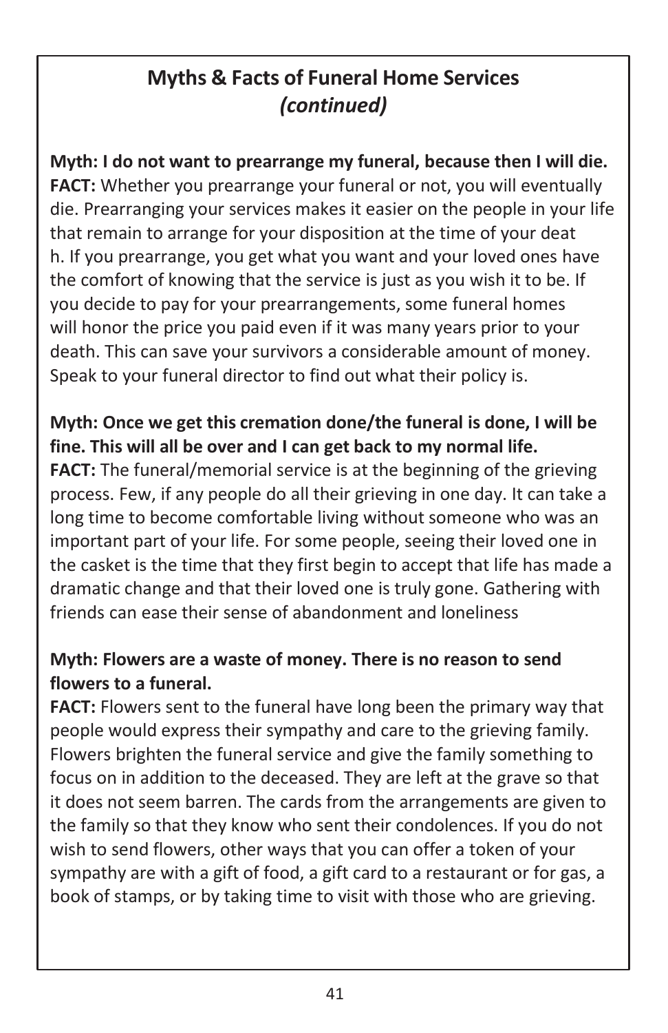## Myths & Facts of Funeral Home Services *(continued)*

**Myth: I do not want to prearrange my funeral, because then I will die.**
**FACT:** Whether you prearrange your funeral or not, you will eventually die. Prearranging your services makes it easier on the people in your life that remain to arrange for your disposition at the time of your deat h. If you prearrange, you get what you want and your loved ones have the comfort of knowing that the service is just as you wish it to be. If you decide to pay for your prearrangements, some funeral homes will honor the price you paid even if it was many years prior to your death. This can save your survivors a considerable amount of money. Speak to your funeral director to find out what their policy is.

**Myth: Once we get this cremation done/the funeral is done, I will be fine. This will all be over and I can get back to my normal life.**
**FACT:** The funeral/memorial service is at the beginning of the grieving process. Few, if any people do all their grieving in one day. It can take a long time to become comfortable living without someone who was an important part of your life. For some people, seeing their loved one in the casket is the time that they first begin to accept that life has made a dramatic change and that their loved one is truly gone. Gathering with friends can ease their sense of abandonment and loneliness

**Myth: Flowers are a waste of money. There is no reason to send flowers to a funeral.**
**FACT:** Flowers sent to the funeral have long been the primary way that people would express their sympathy and care to the grieving family. Flowers brighten the funeral service and give the family something to focus on in addition to the deceased. They are left at the grave so that it does not seem barren. The cards from the arrangements are given to the family so that they know who sent their condolences. If you do not wish to send flowers, other ways that you can offer a token of your sympathy are with a gift of food, a gift card to a restaurant or for gas, a book of stamps, or by taking time to visit with those who are grieving.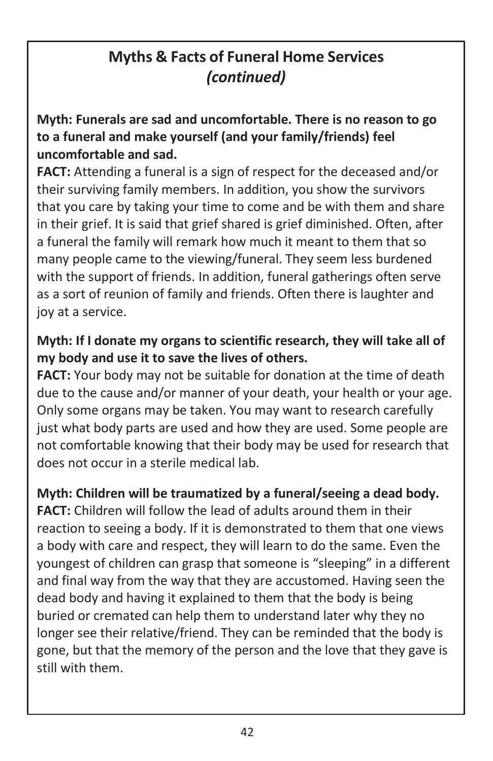## Myths & Facts of Funeral Home Services *(continued)*

**Myth: Funerals are sad and uncomfortable. There is no reason to go to a funeral and make yourself (and your family/friends) feel uncomfortable and sad.**

**FACT:** Attending a funeral is a sign of respect for the deceased and/or their surviving family members. In addition, you show the survivors that you care by taking your time to come and be with them and share in their grief. It is said that grief shared is grief diminished. Often, after a funeral the family will remark how much it meant to them that so many people came to the viewing/funeral. They seem less burdened with the support of friends. In addition, funeral gatherings often serve as a sort of reunion of family and friends. Often there is laughter and joy at a service.

**Myth: If I donate my organs to scientific research, they will take all of my body and use it to save the lives of others.**

**FACT:** Your body may not be suitable for donation at the time of death due to the cause and/or manner of your death, your health or your age. Only some organs may be taken. You may want to research carefully just what body parts are used and how they are used. Some people are not comfortable knowing that their body may be used for research that does not occur in a sterile medical lab.

**Myth: Children will be traumatized by a funeral/seeing a dead body.**

**FACT:** Children will follow the lead of adults around them in their reaction to seeing a body. If it is demonstrated to them that one views a body with care and respect, they will learn to do the same. Even the youngest of children can grasp that someone is "sleeping" in a different and final way from the way that they are accustomed. Having seen the dead body and having it explained to them that the body is being buried or cremated can help them to understand later why they no longer see their relative/friend. They can be reminded that the body is gone, but that the memory of the person and the love that they gave is still with them.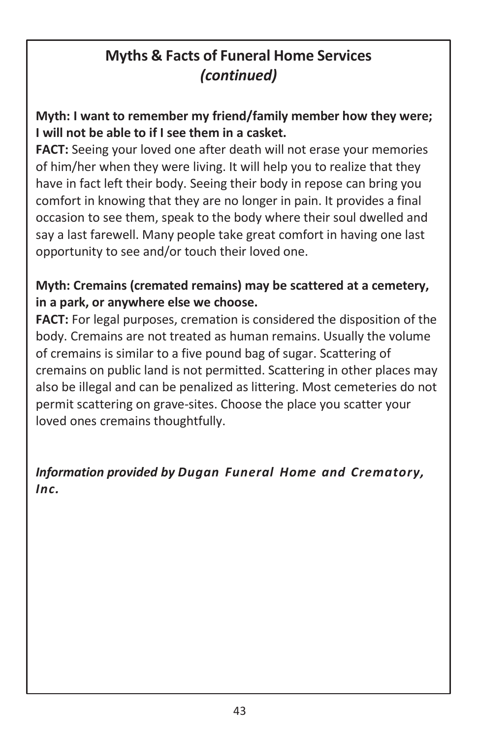## Myths & Facts of Funeral Home Services *(continued)*

**Myth: I want to remember my friend/family member how they were; I will not be able to if I see them in a casket.**

**FACT:** Seeing your loved one after death will not erase your memories of him/her when they were living. It will help you to realize that they have in fact left their body. Seeing their body in repose can bring you comfort in knowing that they are no longer in pain. It provides a final occasion to see them, speak to the body where their soul dwelled and say a last farewell. Many people take great comfort in having one last opportunity to see and/or touch their loved one.

**Myth: Cremains (cremated remains) may be scattered at a cemetery, in a park, or anywhere else we choose.**

**FACT:** For legal purposes, cremation is considered the disposition of the body. Cremains are not treated as human remains. Usually the volume of cremains is similar to a five pound bag of sugar. Scattering of cremains on public land is not permitted. Scattering in other places may also be illegal and can be penalized as littering. Most cemeteries do not permit scattering on grave-sites. Choose the place you scatter your loved ones cremains thoughtfully.

***Information provided by Dugan Funeral Home and Crematory, Inc.***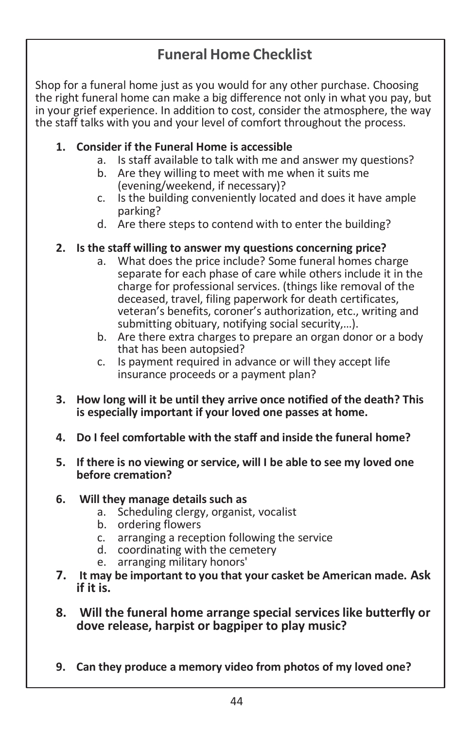## Funeral Home Checklist

Shop for a funeral home just as you would for any other purchase. Choosing the right funeral home can make a big difference not only in what you pay, but in your grief experience. In addition to cost, consider the atmosphere, the way the staff talks with you and your level of comfort throughout the process.

1. **Consider if the Funeral Home is accessible**
   a. Is staff available to talk with me and answer my questions?
   b. Are they willing to meet with me when it suits me (evening/weekend, if necessary)?
   c. Is the building conveniently located and does it have ample parking?
   d. Are there steps to contend with to enter the building?

2. **Is the staff willing to answer my questions concerning price?**
   a. What does the price include? Some funeral homes charge separate for each phase of care while others include it in the charge for professional services. (things like removal of the deceased, travel, filing paperwork for death certificates, veteran's benefits, coroner's authorization, etc., writing and submitting obituary, notifying social security,…).
   b. Are there extra charges to prepare an organ donor or a body that has been autopsied?
   c. Is payment required in advance or will they accept life insurance proceeds or a payment plan?

3. **How long will it be until they arrive once notified of the death? This is especially important if your loved one passes at home.**

4. **Do I feel comfortable with the staff and inside the funeral home?**

5. **If there is no viewing or service, will I be able to see my loved one before cremation?**

6. **Will they manage details such as**
   a. Scheduling clergy, organist, vocalist
   b. ordering flowers
   c. arranging a reception following the service
   d. coordinating with the cemetery
   e. arranging military honors'

7. **It may be important to you that your casket be American made. Ask if it is.**

8. **Will the funeral home arrange special services like butterfly or dove release, harpist or bagpiper to play music?**

9. **Can they produce a memory video from photos of my loved one?**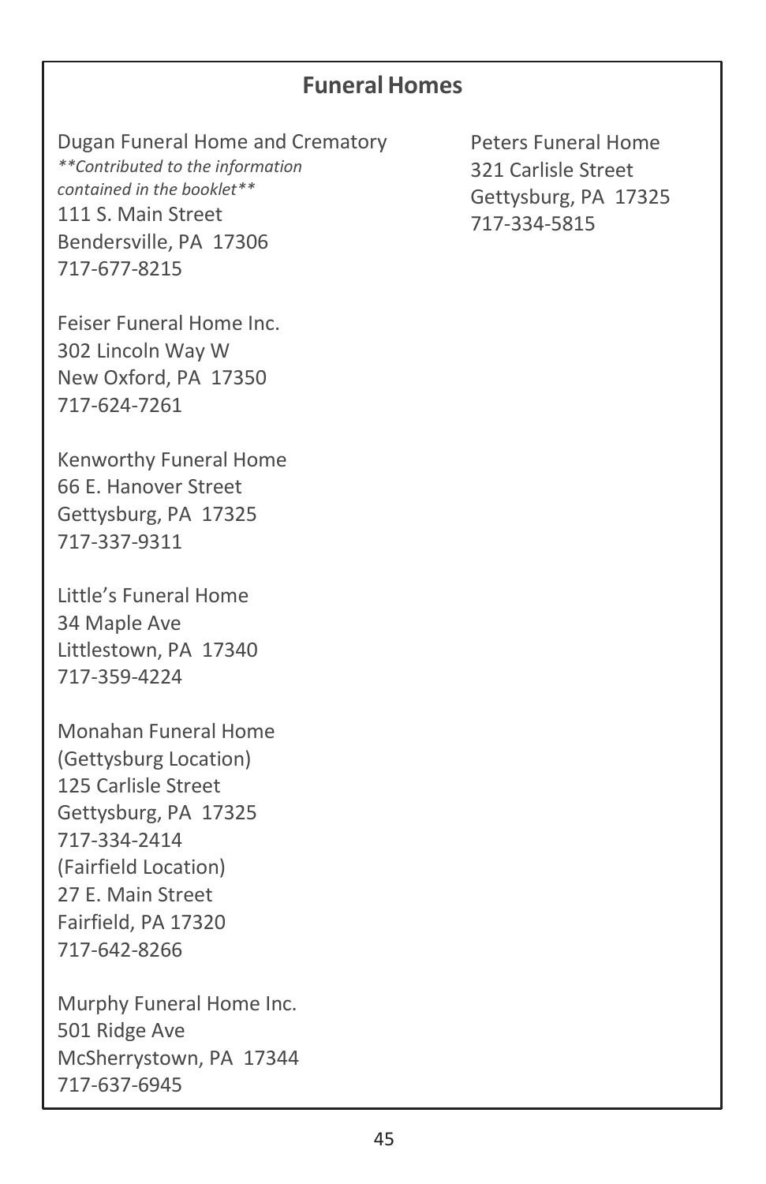## Funeral Homes

Dugan Funeral Home and Crematory
*\*\*Contributed to the information contained in the booklet\*\**
111 S. Main Street
Bendersville, PA 17306
717-677-8215

Feiser Funeral Home Inc.
302 Lincoln Way W
New Oxford, PA 17350
717-624-7261

Kenworthy Funeral Home
66 E. Hanover Street
Gettysburg, PA 17325
717-337-9311

Little's Funeral Home
34 Maple Ave
Littlestown, PA 17340
717-359-4224

Monahan Funeral Home
(Gettysburg Location)
125 Carlisle Street
Gettysburg, PA 17325
717-334-2414
(Fairfield Location)
27 E. Main Street
Fairfield, PA 17320
717-642-8266

Murphy Funeral Home Inc.
501 Ridge Ave
McSherrystown, PA 17344
717-637-6945

Peters Funeral Home
321 Carlisle Street
Gettysburg, PA 17325
717-334-5815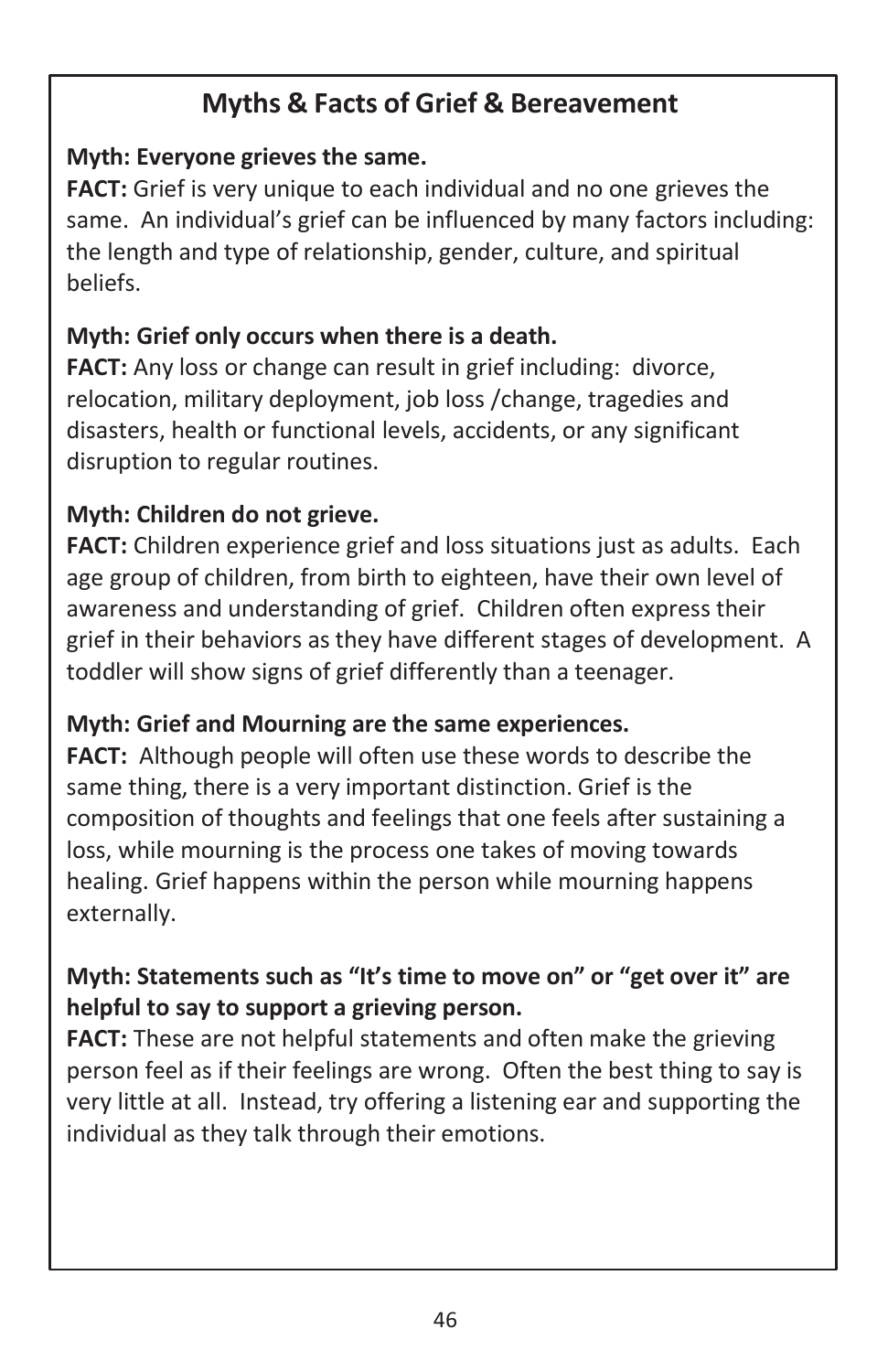## Myths & Facts of Grief & Bereavement

**Myth: Everyone grieves the same.**
**FACT:** Grief is very unique to each individual and no one grieves the same. An individual's grief can be influenced by many factors including: the length and type of relationship, gender, culture, and spiritual beliefs.

**Myth: Grief only occurs when there is a death.**
**FACT:** Any loss or change can result in grief including: divorce, relocation, military deployment, job loss /change, tragedies and disasters, health or functional levels, accidents, or any significant disruption to regular routines.

**Myth: Children do not grieve.**
**FACT:** Children experience grief and loss situations just as adults. Each age group of children, from birth to eighteen, have their own level of awareness and understanding of grief. Children often express their grief in their behaviors as they have different stages of development. A toddler will show signs of grief differently than a teenager.

**Myth: Grief and Mourning are the same experiences.**
**FACT:** Although people will often use these words to describe the same thing, there is a very important distinction. Grief is the composition of thoughts and feelings that one feels after sustaining a loss, while mourning is the process one takes of moving towards healing. Grief happens within the person while mourning happens externally.

**Myth: Statements such as "It's time to move on" or "get over it" are helpful to say to support a grieving person.**
**FACT:** These are not helpful statements and often make the grieving person feel as if their feelings are wrong. Often the best thing to say is very little at all. Instead, try offering a listening ear and supporting the individual as they talk through their emotions.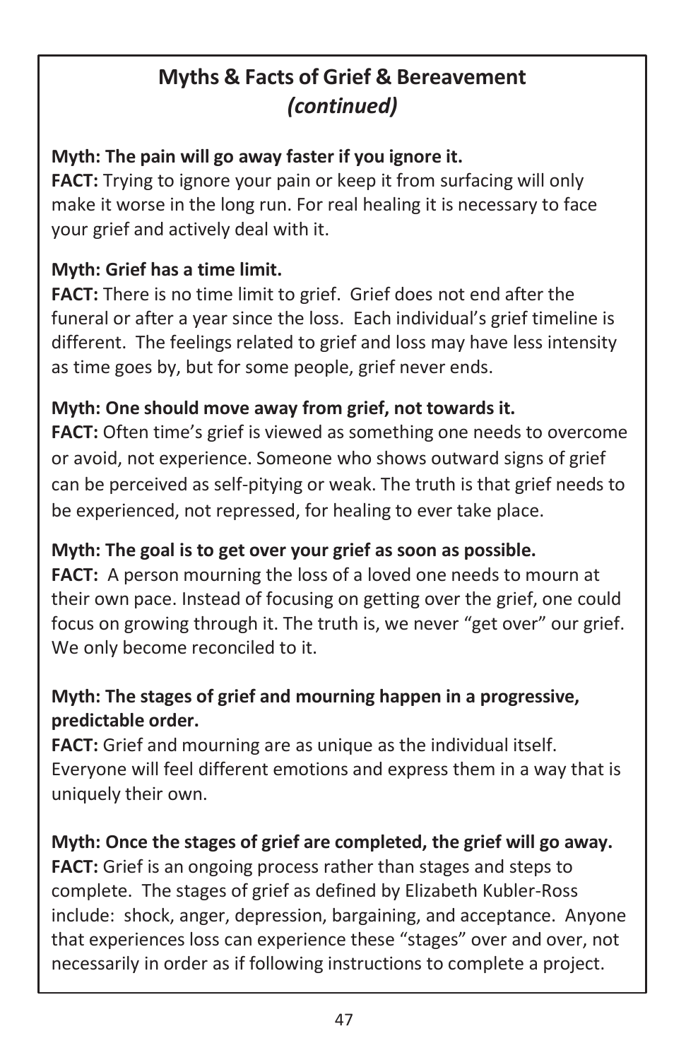## Myths & Facts of Grief & Bereavement *(continued)*

**Myth: The pain will go away faster if you ignore it.**
**FACT:** Trying to ignore your pain or keep it from surfacing will only make it worse in the long run. For real healing it is necessary to face your grief and actively deal with it.

**Myth: Grief has a time limit.**
**FACT:** There is no time limit to grief. Grief does not end after the funeral or after a year since the loss. Each individual's grief timeline is different. The feelings related to grief and loss may have less intensity as time goes by, but for some people, grief never ends.

**Myth: One should move away from grief, not towards it.**
**FACT:** Often time's grief is viewed as something one needs to overcome or avoid, not experience. Someone who shows outward signs of grief can be perceived as self-pitying or weak. The truth is that grief needs to be experienced, not repressed, for healing to ever take place.

**Myth: The goal is to get over your grief as soon as possible.**
**FACT:** A person mourning the loss of a loved one needs to mourn at their own pace. Instead of focusing on getting over the grief, one could focus on growing through it. The truth is, we never "get over" our grief. We only become reconciled to it.

**Myth: The stages of grief and mourning happen in a progressive, predictable order.**
**FACT:** Grief and mourning are as unique as the individual itself. Everyone will feel different emotions and express them in a way that is uniquely their own.

**Myth: Once the stages of grief are completed, the grief will go away.**
**FACT:** Grief is an ongoing process rather than stages and steps to complete. The stages of grief as defined by Elizabeth Kubler-Ross include: shock, anger, depression, bargaining, and acceptance. Anyone that experiences loss can experience these "stages" over and over, not necessarily in order as if following instructions to complete a project.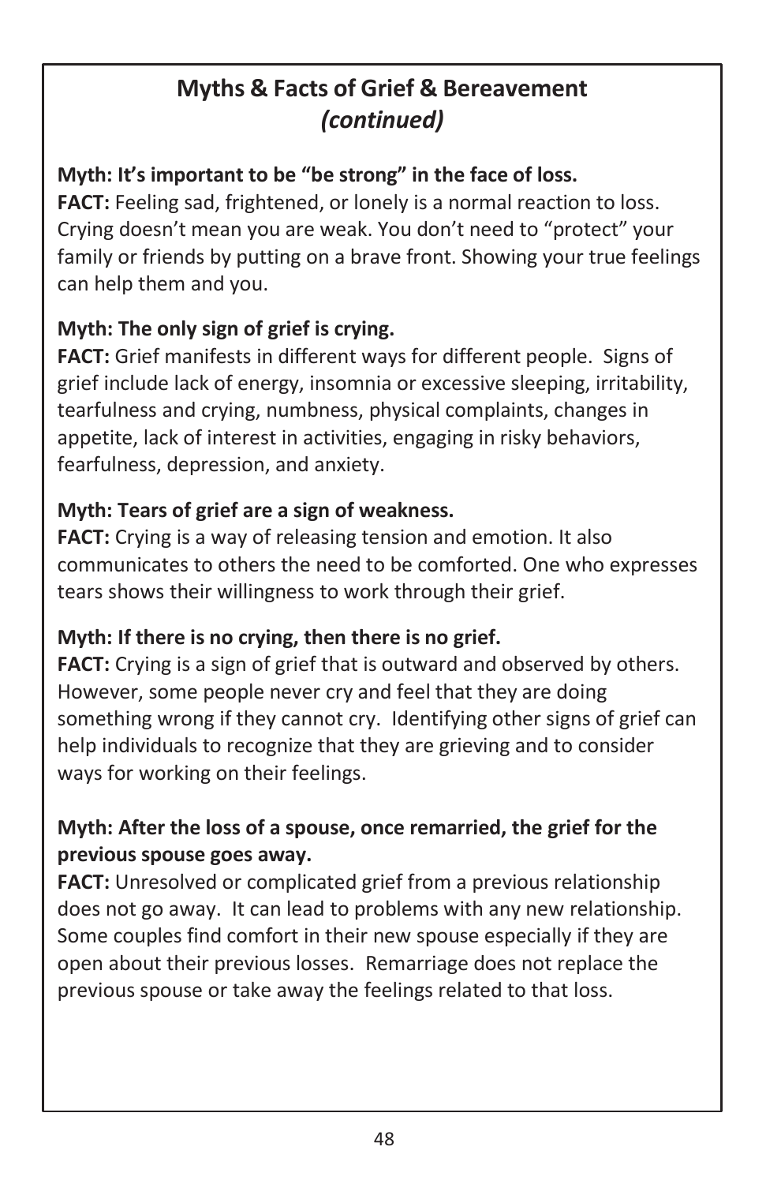## Myths & Facts of Grief & Bereavement *(continued)*

**Myth: It's important to be "be strong" in the face of loss.**
**FACT:** Feeling sad, frightened, or lonely is a normal reaction to loss. Crying doesn't mean you are weak. You don't need to "protect" your family or friends by putting on a brave front. Showing your true feelings can help them and you.

**Myth: The only sign of grief is crying.**
**FACT:** Grief manifests in different ways for different people. Signs of grief include lack of energy, insomnia or excessive sleeping, irritability, tearfulness and crying, numbness, physical complaints, changes in appetite, lack of interest in activities, engaging in risky behaviors, fearfulness, depression, and anxiety.

**Myth: Tears of grief are a sign of weakness.**
**FACT:** Crying is a way of releasing tension and emotion. It also communicates to others the need to be comforted. One who expresses tears shows their willingness to work through their grief.

**Myth: If there is no crying, then there is no grief.**
**FACT:** Crying is a sign of grief that is outward and observed by others. However, some people never cry and feel that they are doing something wrong if they cannot cry. Identifying other signs of grief can help individuals to recognize that they are grieving and to consider ways for working on their feelings.

**Myth: After the loss of a spouse, once remarried, the grief for the previous spouse goes away.**
**FACT:** Unresolved or complicated grief from a previous relationship does not go away. It can lead to problems with any new relationship. Some couples find comfort in their new spouse especially if they are open about their previous losses. Remarriage does not replace the previous spouse or take away the feelings related to that loss.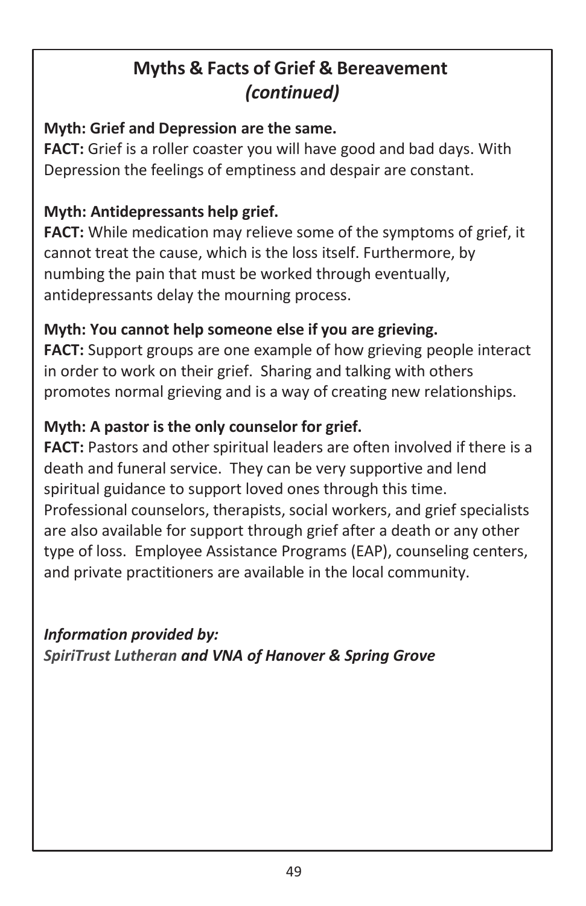## Myths & Facts of Grief & Bereavement *(continued)*

**Myth: Grief and Depression are the same.**
**FACT:** Grief is a roller coaster you will have good and bad days. With Depression the feelings of emptiness and despair are constant.

**Myth: Antidepressants help grief.**
**FACT:** While medication may relieve some of the symptoms of grief, it cannot treat the cause, which is the loss itself. Furthermore, by numbing the pain that must be worked through eventually, antidepressants delay the mourning process.

**Myth: You cannot help someone else if you are grieving.**
**FACT:** Support groups are one example of how grieving people interact in order to work on their grief. Sharing and talking with others promotes normal grieving and is a way of creating new relationships.

**Myth: A pastor is the only counselor for grief.**
**FACT:** Pastors and other spiritual leaders are often involved if there is a death and funeral service. They can be very supportive and lend spiritual guidance to support loved ones through this time. Professional counselors, therapists, social workers, and grief specialists are also available for support through grief after a death or any other type of loss. Employee Assistance Programs (EAP), counseling centers, and private practitioners are available in the local community.

***Information provided by:***
***SpiriTrust Lutheran and VNA of Hanover & Spring Grove***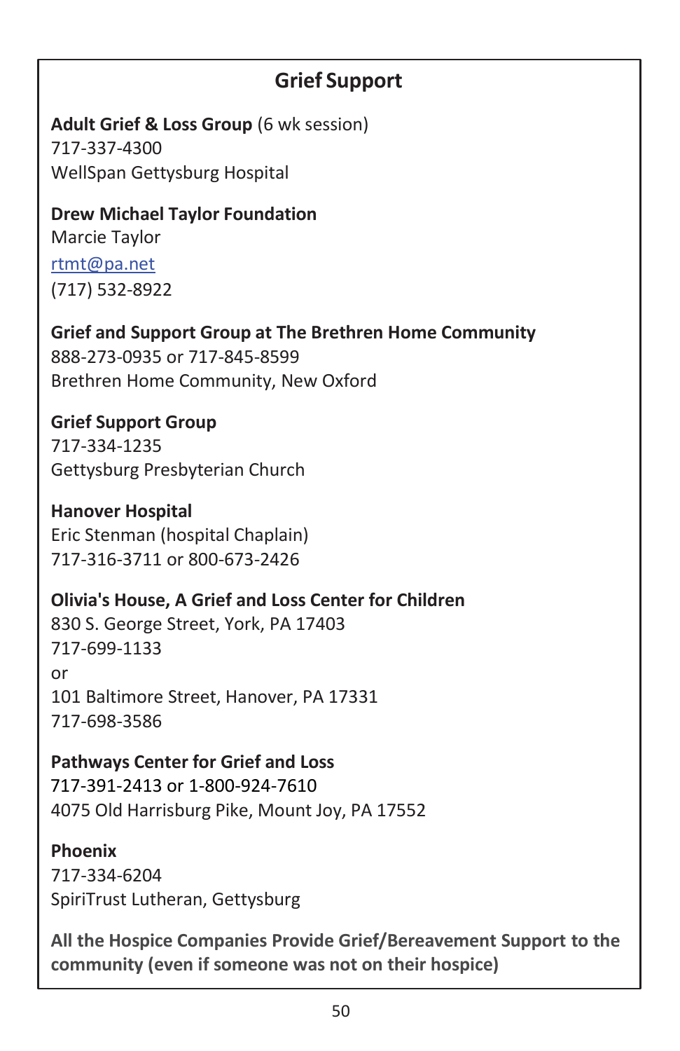## Grief Support

**Adult Grief & Loss Group** (6 wk session)
717-337-4300
WellSpan Gettysburg Hospital

**Drew Michael Taylor Foundation**
Marcie Taylor
rtmt@pa.net
(717) 532-8922

**Grief and Support Group at The Brethren Home Community**
888-273-0935 or 717-845-8599
Brethren Home Community, New Oxford

**Grief Support Group**
717-334-1235
Gettysburg Presbyterian Church

**Hanover Hospital**
Eric Stenman (hospital Chaplain)
717-316-3711 or 800-673-2426

**Olivia's House, A Grief and Loss Center for Children**
830 S. George Street, York, PA 17403
717-699-1133
or
101 Baltimore Street, Hanover, PA 17331
717-698-3586

**Pathways Center for Grief and Loss**
717-391-2413 or 1-800-924-7610
4075 Old Harrisburg Pike, Mount Joy, PA 17552

**Phoenix**
717-334-6204
SpiriTrust Lutheran, Gettysburg

**All the Hospice Companies Provide Grief/Bereavement Support to the community (even if someone was not on their hospice)**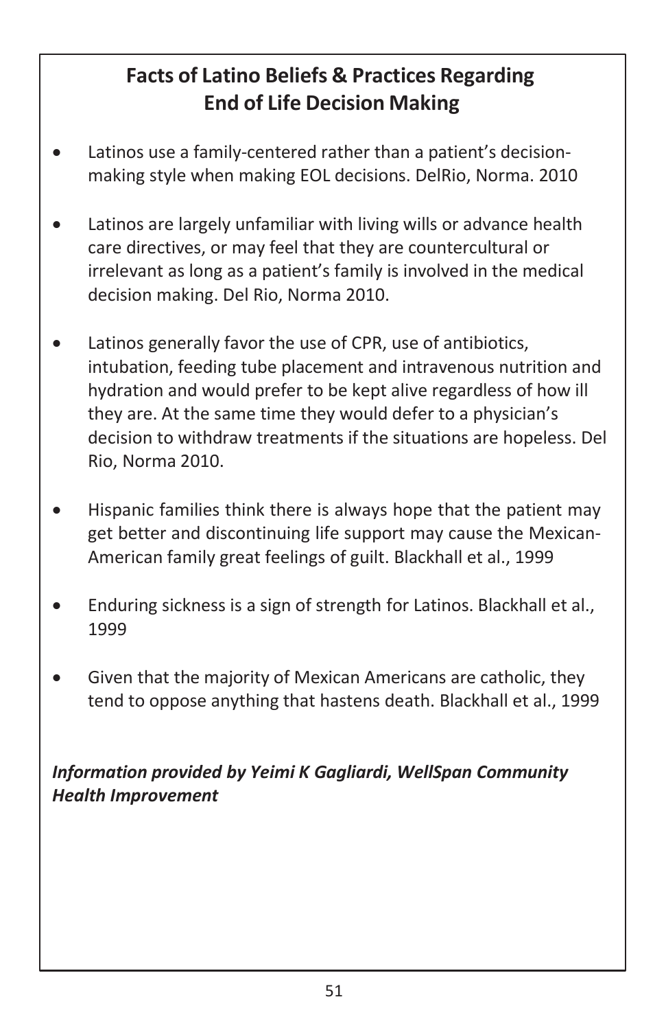## Facts of Latino Beliefs & Practices Regarding End of Life Decision Making

- Latinos use a family-centered rather than a patient's decision-making style when making EOL decisions. DelRio, Norma. 2010
- Latinos are largely unfamiliar with living wills or advance health care directives, or may feel that they are countercultural or irrelevant as long as a patient's family is involved in the medical decision making. Del Rio, Norma 2010.
- Latinos generally favor the use of CPR, use of antibiotics, intubation, feeding tube placement and intravenous nutrition and hydration and would prefer to be kept alive regardless of how ill they are. At the same time they would defer to a physician's decision to withdraw treatments if the situations are hopeless. Del Rio, Norma 2010.
- Hispanic families think there is always hope that the patient may get better and discontinuing life support may cause the Mexican-American family great feelings of guilt. Blackhall et al., 1999
- Enduring sickness is a sign of strength for Latinos. Blackhall et al., 1999
- Given that the majority of Mexican Americans are catholic, they tend to oppose anything that hastens death. Blackhall et al., 1999

***Information provided by Yeimi K Gagliardi, WellSpan Community Health Improvement***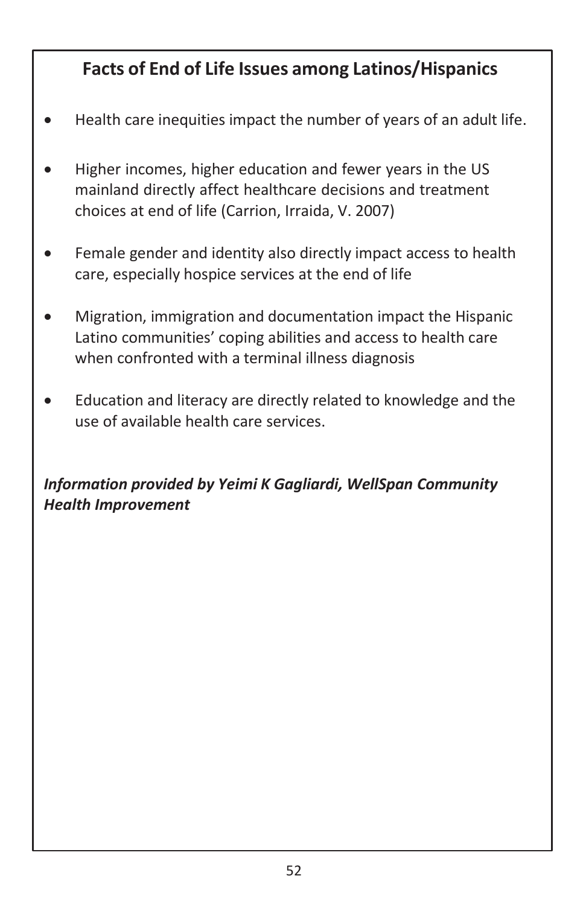## Facts of End of Life Issues among Latinos/Hispanics

- Health care inequities impact the number of years of an adult life.
- Higher incomes, higher education and fewer years in the US mainland directly affect healthcare decisions and treatment choices at end of life (Carrion, Irraida, V. 2007)
- Female gender and identity also directly impact access to health care, especially hospice services at the end of life
- Migration, immigration and documentation impact the Hispanic Latino communities' coping abilities and access to health care when confronted with a terminal illness diagnosis
- Education and literacy are directly related to knowledge and the use of available health care services.

***Information provided by Yeimi K Gagliardi, WellSpan Community Health Improvement***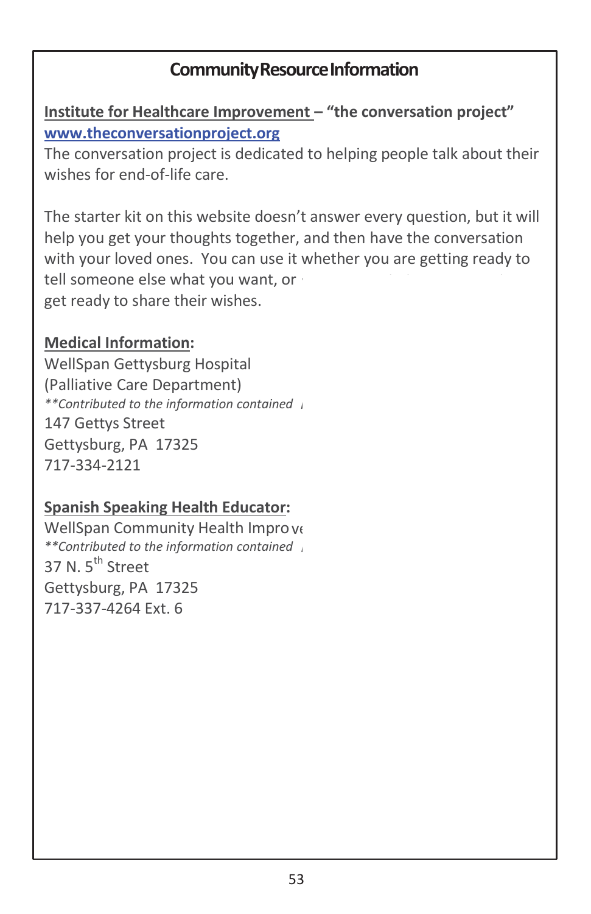## Community Resource Information

**Institute for Healthcare Improvement – "the conversation project"**
**[www.theconversationproject.org](http://www.theconversationproject.org)**
The conversation project is dedicated to helping people talk about their wishes for end-of-life care.

The starter kit on this website doesn't answer every question, but it will help you get your thoughts together, and then have the conversation with your loved ones. You can use it whether you are getting ready to tell someone else what you want, or
get ready to share their wishes.

**Medical Information:**
WellSpan Gettysburg Hospital
(Palliative Care Department)
*\*\*Contributed to the information contained*
147 Gettys Street
Gettysburg, PA 17325
717-334-2121

**Spanish Speaking Health Educator:**
WellSpan Community Health Improve
*\*\*Contributed to the information contained*
37 N. 5th Street
Gettysburg, PA 17325
717-337-4264 Ext. 6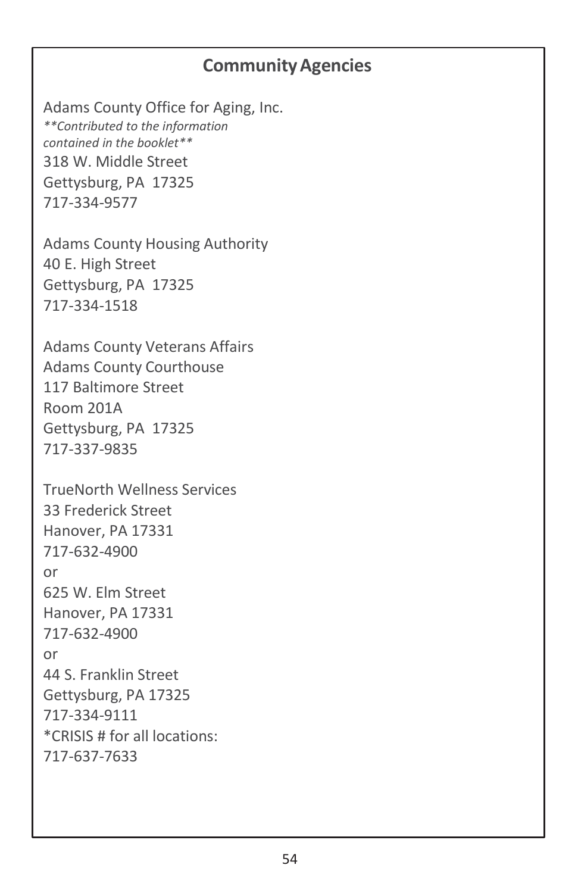## Community Agencies

Adams County Office for Aging, Inc.  
***Contributed to the information contained in the booklet***  
318 W. Middle Street  
Gettysburg, PA 17325  
717-334-9577

Adams County Housing Authority  
40 E. High Street  
Gettysburg, PA 17325  
717-334-1518

Adams County Veterans Affairs  
Adams County Courthouse  
117 Baltimore Street  
Room 201A  
Gettysburg, PA 17325  
717-337-9835

TrueNorth Wellness Services  
33 Frederick Street  
Hanover, PA 17331  
717-632-4900  
or  
625 W. Elm Street  
Hanover, PA 17331  
717-632-4900  
or  
44 S. Franklin Street  
Gettysburg, PA 17325  
717-334-9111  
*CRISIS # for all locations:  
717-637-7633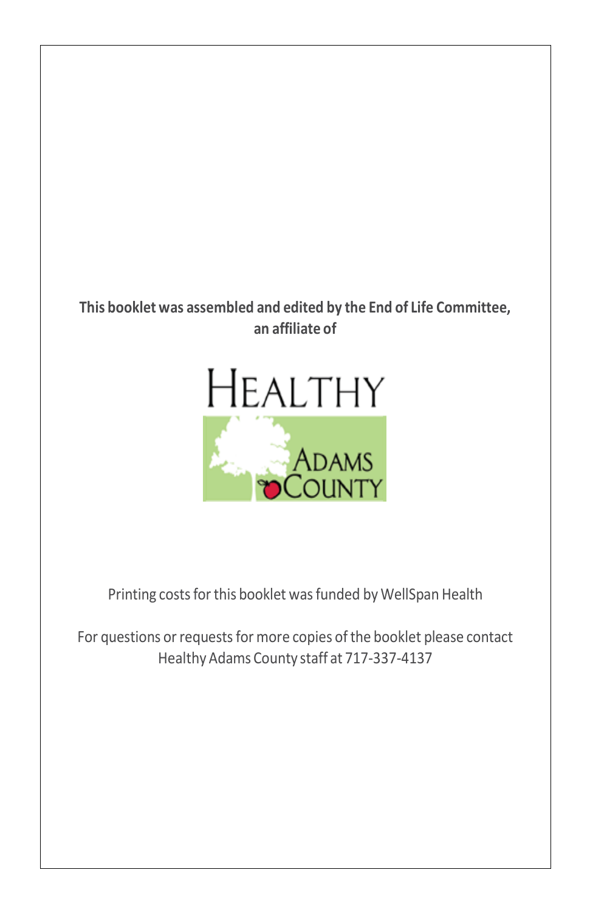**This booklet was assembled and edited by the End of Life Committee, an affiliate of**

HEALTHY ADAMS COUNTY

Printing costs for this booklet was funded by WellSpan Health

For questions or requests for more copies of the booklet please contact Healthy Adams County staff at 717-337-4137